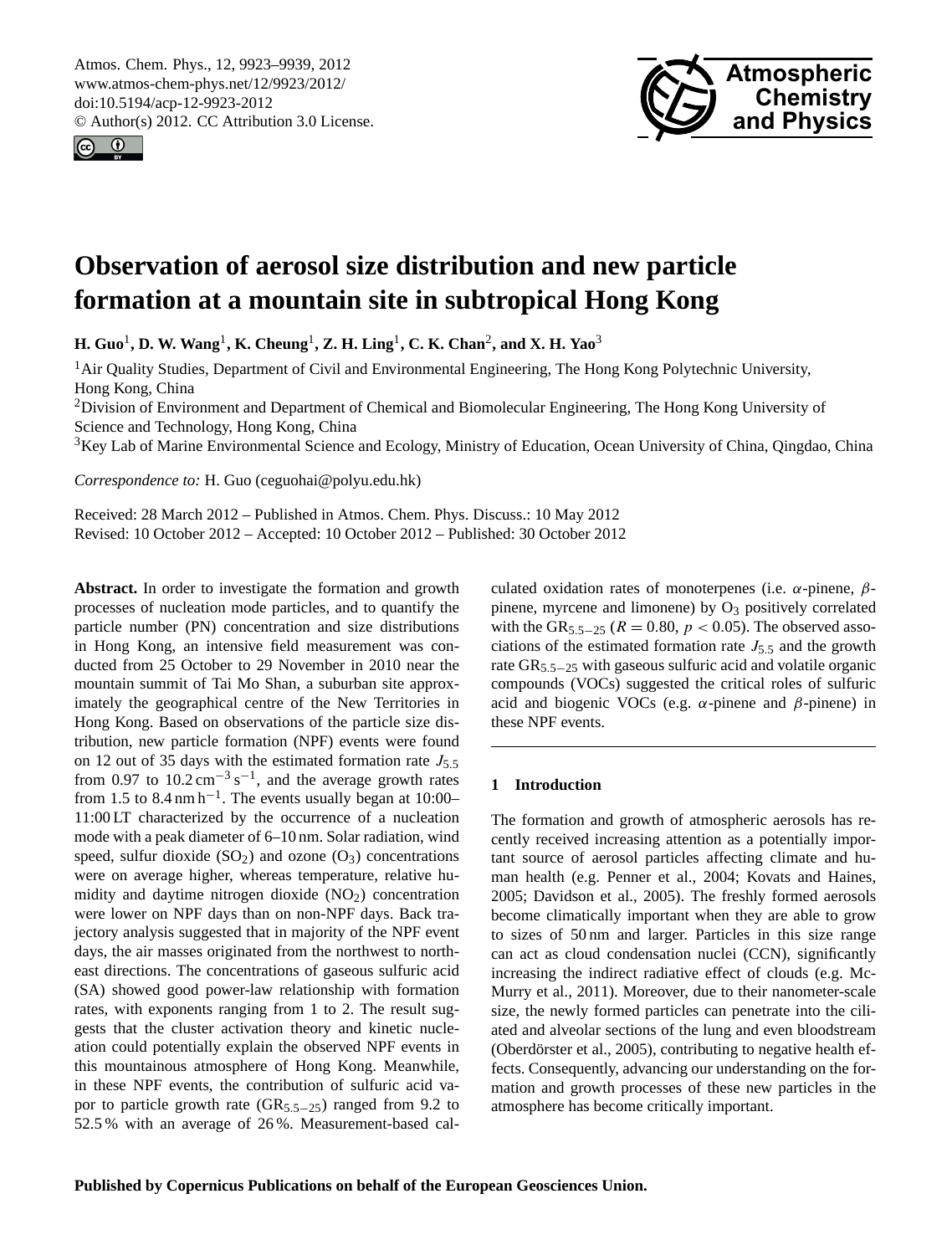# Observation of aerosol size distribution and new particle formation at a mountain site in subtropical Hong Kong

**H. Guo[1], D. W. Wang[1], K. Cheung[1], Z. H. Ling[1], C. K. Chan[2], and X. H. Yao[3]**

[1]Air Quality Studies, Department of Civil and Environmental Engineering, The Hong Kong Polytechnic University, Hong Kong, China

[2]Division of Environment and Department of Chemical and Biomolecular Engineering, The Hong Kong University of Science and Technology, Hong Kong, China

[3]Key Lab of Marine Environmental Science and Ecology, Ministry of Education, Ocean University of China, Qingdao, China

*Correspondence to:* H. Guo (ceguohai@polyu.edu.hk)

Received: 28 March 2012 – Published in Atmos. Chem. Phys. Discuss.: 10 May 2012
Revised: 10 October 2012 – Accepted: 10 October 2012 – Published: 30 October 2012

**Abstract.** In order to investigate the formation and growth processes of nucleation mode particles, and to quantify the particle number (PN) concentration and size distributions in Hong Kong, an intensive field measurement was conducted from 25 October to 29 November in 2010 near the mountain summit of Tai Mo Shan, a suburban site approximately the geographical centre of the New Territories in Hong Kong. Based on observations of the particle size distribution, new particle formation (NPF) events were found on 12 out of 35 days with the estimated formation rate $J_{5.5}$ from 0.97 to 10.2 $cm^{-3}\,s^{-1}$, and the average growth rates from 1.5 to 8.4 $nm\,h^{-1}$. The events usually began at 10:00–11:00 LT characterized by the occurrence of a nucleation mode with a peak diameter of 6–10 nm. Solar radiation, wind speed, sulfur dioxide ($SO_2$) and ozone ($O_3$) concentrations were on average higher, whereas temperature, relative humidity and daytime nitrogen dioxide ($NO_2$) concentration were lower on NPF days than on non-NPF days. Back trajectory analysis suggested that in majority of the NPF event days, the air masses originated from the northwest to northeast directions. The concentrations of gaseous sulfuric acid (SA) showed good power-law relationship with formation rates, with exponents ranging from 1 to 2. The result suggests that the cluster activation theory and kinetic nucleation could potentially explain the observed NPF events in this mountainous atmosphere of Hong Kong. Meanwhile, in these NPF events, the contribution of sulfuric acid vapor to particle growth rate ($GR_{5.5-25}$) ranged from 9.2 to 52.5 % with an average of 26 %. Measurement-based calculated oxidation rates of monoterpenes (i.e. $\alpha$-pinene, $\beta$-pinene, myrcene and limonene) by $O_3$ positively correlated with the $GR_{5.5-25}$ ($R = 0.80$, $p < 0.05$). The observed associations of the estimated formation rate $J_{5.5}$ and the growth rate $GR_{5.5-25}$ with gaseous sulfuric acid and volatile organic compounds (VOCs) suggested the critical roles of sulfuric acid and biogenic VOCs (e.g. $\alpha$-pinene and $\beta$-pinene) in these NPF events.

## 1 Introduction

The formation and growth of atmospheric aerosols has recently received increasing attention as a potentially important source of aerosol particles affecting climate and human health (e.g. Penner et al., 2004; Kovats and Haines, 2005; Davidson et al., 2005). The freshly formed aerosols become climatically important when they are able to grow to sizes of 50 nm and larger. Particles in this size range can act as cloud condensation nuclei (CCN), significantly increasing the indirect radiative effect of clouds (e.g. McMurry et al., 2011). Moreover, due to their nanometer-scale size, the newly formed particles can penetrate into the ciliated and alveolar sections of the lung and even bloodstream (Oberdörster et al., 2005), contributing to negative health effects. Consequently, advancing our understanding on the formation and growth processes of these new particles in the atmosphere has become critically important.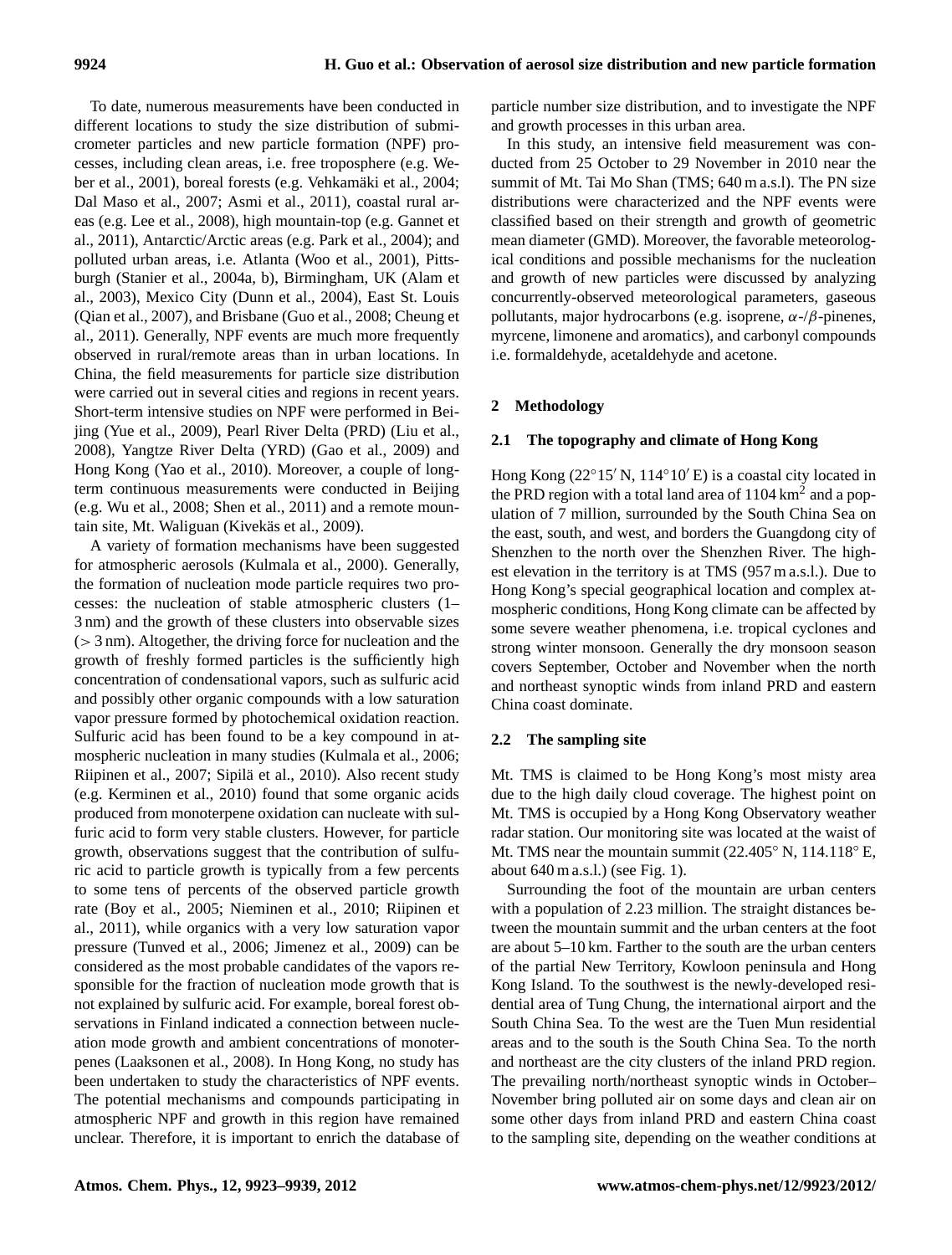To date, numerous measurements have been conducted in different locations to study the size distribution of submicrometer particles and new particle formation (NPF) processes, including clean areas, i.e. free troposphere (e.g. Weber et al., 2001), boreal forests (e.g. Vehkamäki et al., 2004; Dal Maso et al., 2007; Asmi et al., 2011), coastal rural areas (e.g. Lee et al., 2008), high mountain-top (e.g. Gannet et al., 2011), Antarctic/Arctic areas (e.g. Park et al., 2004); and polluted urban areas, i.e. Atlanta (Woo et al., 2001), Pittsburgh (Stanier et al., 2004a, b), Birmingham, UK (Alam et al., 2003), Mexico City (Dunn et al., 2004), East St. Louis (Qian et al., 2007), and Brisbane (Guo et al., 2008; Cheung et al., 2011). Generally, NPF events are much more frequently observed in rural/remote areas than in urban locations. In China, the field measurements for particle size distribution were carried out in several cities and regions in recent years. Short-term intensive studies on NPF were performed in Beijing (Yue et al., 2009), Pearl River Delta (PRD) (Liu et al., 2008), Yangtze River Delta (YRD) (Gao et al., 2009) and Hong Kong (Yao et al., 2010). Moreover, a couple of long-term continuous measurements were conducted in Beijing (e.g. Wu et al., 2008; Shen et al., 2011) and a remote mountain site, Mt. Waliguan (Kivekäs et al., 2009).

A variety of formation mechanisms have been suggested for atmospheric aerosols (Kulmala et al., 2000). Generally, the formation of nucleation mode particle requires two processes: the nucleation of stable atmospheric clusters (1–3 nm) and the growth of these clusters into observable sizes (> 3 nm). Altogether, the driving force for nucleation and the growth of freshly formed particles is the sufficiently high concentration of condensational vapors, such as sulfuric acid and possibly other organic compounds with a low saturation vapor pressure formed by photochemical oxidation reaction. Sulfuric acid has been found to be a key compound in atmospheric nucleation in many studies (Kulmala et al., 2006; Riipinen et al., 2007; Sipilä et al., 2010). Also recent study (e.g. Kerminen et al., 2010) found that some organic acids produced from monoterpene oxidation can nucleate with sulfuric acid to form very stable clusters. However, for particle growth, observations suggest that the contribution of sulfuric acid to particle growth is typically from a few percents to some tens of percents of the observed particle growth rate (Boy et al., 2005; Nieminen et al., 2010; Riipinen et al., 2011), while organics with a very low saturation vapor pressure (Tunved et al., 2006; Jimenez et al., 2009) can be considered as the most probable candidates of the vapors responsible for the fraction of nucleation mode growth that is not explained by sulfuric acid. For example, boreal forest observations in Finland indicated a connection between nucleation mode growth and ambient concentrations of monoterpenes (Laaksonen et al., 2008). In Hong Kong, no study has been undertaken to study the characteristics of NPF events. The potential mechanisms and compounds participating in atmospheric NPF and growth in this region have remained unclear. Therefore, it is important to enrich the database of particle number size distribution, and to investigate the NPF and growth processes in this urban area.

In this study, an intensive field measurement was conducted from 25 October to 29 November in 2010 near the summit of Mt. Tai Mo Shan (TMS; 640 m a.s.l). The PN size distributions were characterized and the NPF events were classified based on their strength and growth of geometric mean diameter (GMD). Moreover, the favorable meteorological conditions and possible mechanisms for the nucleation and growth of new particles were discussed by analyzing concurrently-observed meteorological parameters, gaseous pollutants, major hydrocarbons (e.g. isoprene, $\alpha$-/$\beta$-pinenes, myrcene, limonene and aromatics), and carbonyl compounds i.e. formaldehyde, acetaldehyde and acetone.

## 2 Methodology

### 2.1 The topography and climate of Hong Kong

Hong Kong (22°15′ N, 114°10′ E) is a coastal city located in the PRD region with a total land area of 1104 km$^2$ and a population of 7 million, surrounded by the South China Sea on the east, south, and west, and borders the Guangdong city of Shenzhen to the north over the Shenzhen River. The highest elevation in the territory is at TMS (957 m a.s.l.). Due to Hong Kong's special geographical location and complex atmospheric conditions, Hong Kong climate can be affected by some severe weather phenomena, i.e. tropical cyclones and strong winter monsoon. Generally the dry monsoon season covers September, October and November when the north and northeast synoptic winds from inland PRD and eastern China coast dominate.

### 2.2 The sampling site

Mt. TMS is claimed to be Hong Kong's most misty area due to the high daily cloud coverage. The highest point on Mt. TMS is occupied by a Hong Kong Observatory weather radar station. Our monitoring site was located at the waist of Mt. TMS near the mountain summit (22.405° N, 114.118° E, about 640 m a.s.l.) (see Fig. 1).

Surrounding the foot of the mountain are urban centers with a population of 2.23 million. The straight distances between the mountain summit and the urban centers at the foot are about 5–10 km. Farther to the south are the urban centers of the partial New Territory, Kowloon peninsula and Hong Kong Island. To the southwest is the newly-developed residential area of Tung Chung, the international airport and the South China Sea. To the west are the Tuen Mun residential areas and to the south is the South China Sea. To the north and northeast are the city clusters of the inland PRD region. The prevailing north/northeast synoptic winds in October–November bring polluted air on some days and clean air on some other days from inland PRD and eastern China coast to the sampling site, depending on the weather conditions at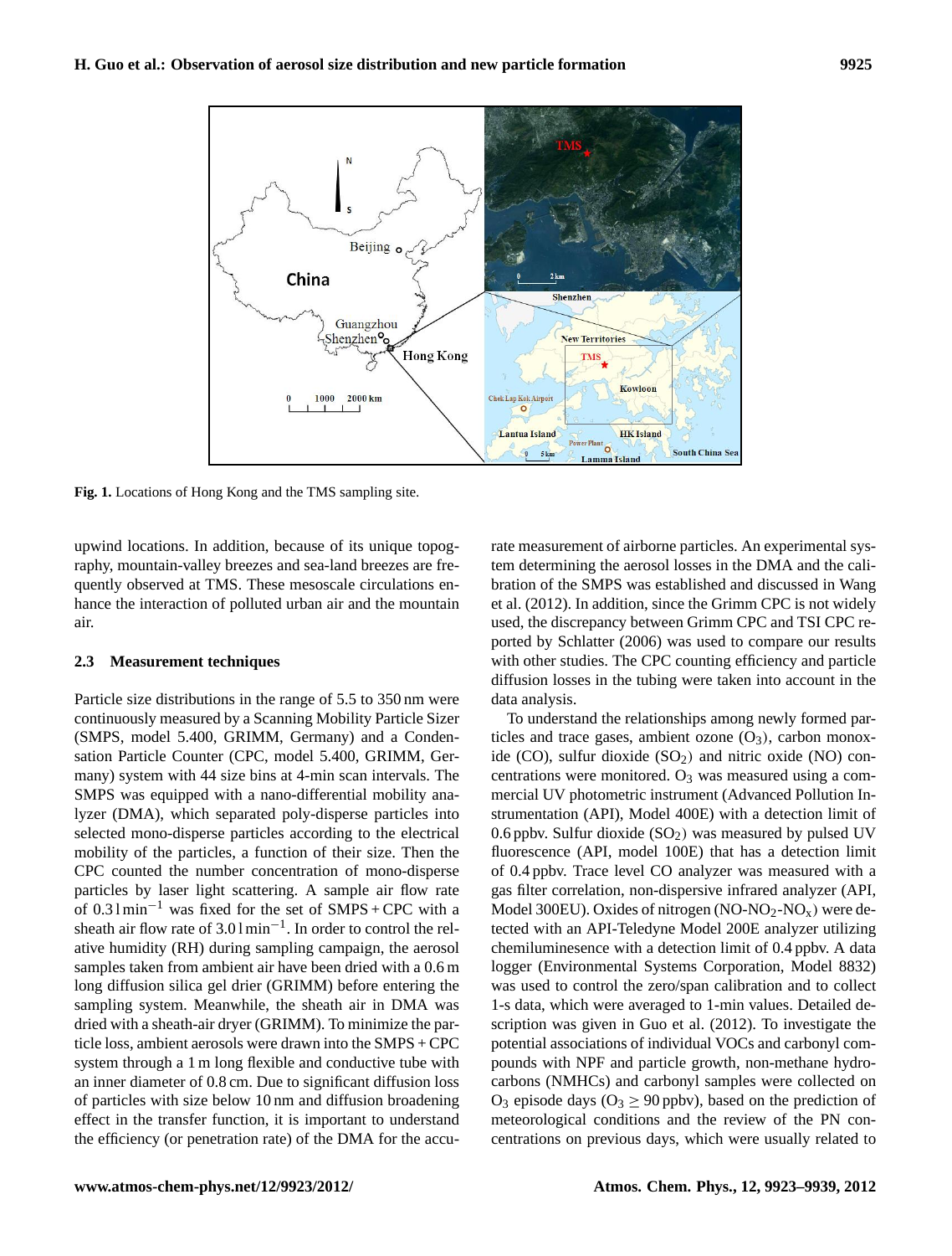Fig. 1. Locations of Hong Kong and the TMS sampling site.

upwind locations. In addition, because of its unique topography, mountain-valley breezes and sea-land breezes are frequently observed at TMS. These mesoscale circulations enhance the interaction of polluted urban air and the mountain air.

### 2.3 Measurement techniques

Particle size distributions in the range of 5.5 to 350 nm were continuously measured by a Scanning Mobility Particle Sizer (SMPS, model 5.400, GRIMM, Germany) and a Condensation Particle Counter (CPC, model 5.400, GRIMM, Germany) system with 44 size bins at 4-min scan intervals. The SMPS was equipped with a nano-differential mobility analyzer (DMA), which separated poly-disperse particles into selected mono-disperse particles according to the electrical mobility of the particles, a function of their size. Then the CPC counted the number concentration of mono-disperse particles by laser light scattering. A sample air flow rate of $0.3\,\mathrm{l\,min^{-1}}$ was fixed for the set of SMPS + CPC with a sheath air flow rate of $3.0\,\mathrm{l\,min^{-1}}$. In order to control the relative humidity (RH) during sampling campaign, the aerosol samples taken from ambient air have been dried with a 0.6 m long diffusion silica gel drier (GRIMM) before entering the sampling system. Meanwhile, the sheath air in DMA was dried with a sheath-air dryer (GRIMM). To minimize the particle loss, ambient aerosols were drawn into the SMPS + CPC system through a 1 m long flexible and conductive tube with an inner diameter of 0.8 cm. Due to significant diffusion loss of particles with size below 10 nm and diffusion broadening effect in the transfer function, it is important to understand the efficiency (or penetration rate) of the DMA for the accurate measurement of airborne particles. An experimental system determining the aerosol losses in the DMA and the calibration of the SMPS was established and discussed in Wang et al. (2012). In addition, since the Grimm CPC is not widely used, the discrepancy between Grimm CPC and TSI CPC reported by Schlatter (2006) was used to compare our results with other studies. The CPC counting efficiency and particle diffusion losses in the tubing were taken into account in the data analysis.

To understand the relationships among newly formed particles and trace gases, ambient ozone ($O_3$), carbon monoxide (CO), sulfur dioxide ($SO_2$) and nitric oxide (NO) concentrations were monitored. $O_3$ was measured using a commercial UV photometric instrument (Advanced Pollution Instrumentation (API), Model 400E) with a detection limit of 0.6 ppbv. Sulfur dioxide ($SO_2$) was measured by pulsed UV fluorescence (API, model 100E) that has a detection limit of 0.4 ppbv. Trace level CO analyzer was measured with a gas filter correlation, non-dispersive infrared analyzer (API, Model 300EU). Oxides of nitrogen (NO-$NO_2$-$NO_x$) were detected with an API-Teledyne Model 200E analyzer utilizing chemiluminescence with a detection limit of 0.4 ppbv. A data logger (Environmental Systems Corporation, Model 8832) was used to control the zero/span calibration and to collect 1-s data, which were averaged to 1-min values. Detailed description was given in Guo et al. (2012). To investigate the potential associations of individual VOCs and carbonyl compounds with NPF and particle growth, non-methane hydrocarbons (NMHCs) and carbonyl samples were collected on $O_3$ episode days ($O_3 \geq 90$ ppbv), based on the prediction of meteorological conditions and the review of the PN concentrations on previous days, which were usually related to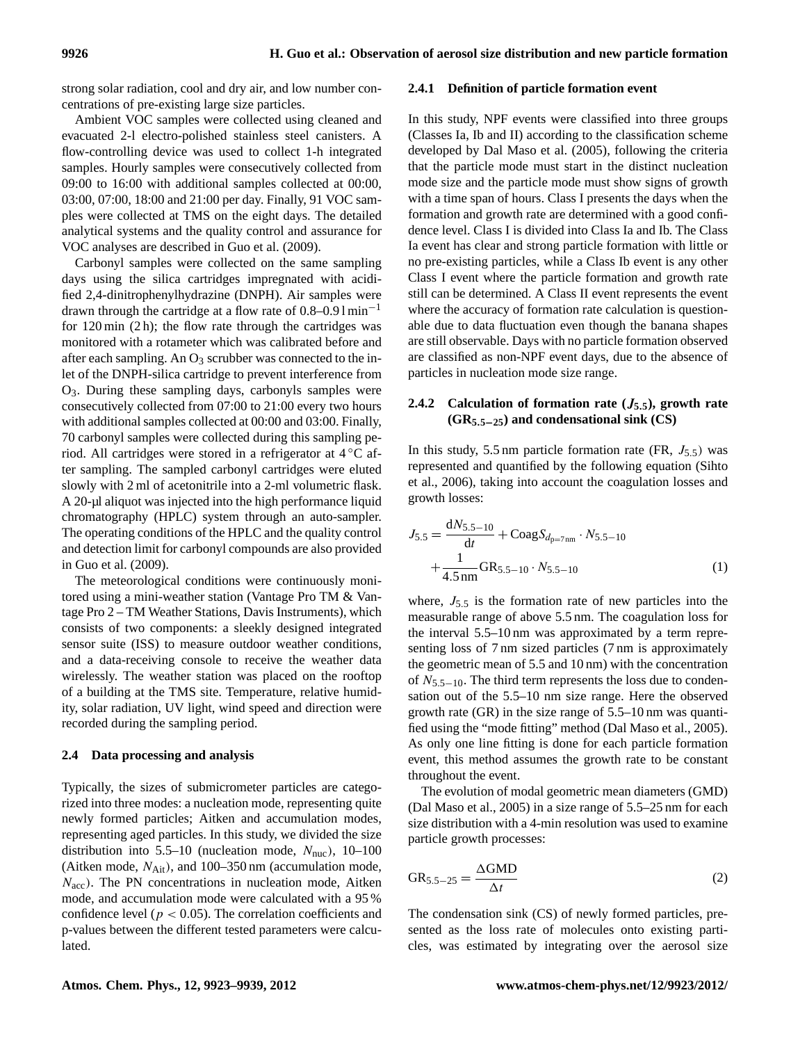strong solar radiation, cool and dry air, and low number concentrations of pre-existing large size particles.

Ambient VOC samples were collected using cleaned and evacuated 2-l electro-polished stainless steel canisters. A flow-controlling device was used to collect 1-h integrated samples. Hourly samples were consecutively collected from 09:00 to 16:00 with additional samples collected at 00:00, 03:00, 07:00, 18:00 and 21:00 per day. Finally, 91 VOC samples were collected at TMS on the eight days. The detailed analytical systems and the quality control and assurance for VOC analyses are described in Guo et al. (2009).

Carbonyl samples were collected on the same sampling days using the silica cartridges impregnated with acidified 2,4-dinitrophenylhydrazine (DNPH). Air samples were drawn through the cartridge at a flow rate of 0.8–0.9 $\mathrm{l\,min^{-1}}$ for 120 min (2 h); the flow rate through the cartridges was monitored with a rotameter which was calibrated before and after each sampling. An $O_3$ scrubber was connected to the inlet of the DNPH-silica cartridge to prevent interference from $O_3$. During these sampling days, carbonyls samples were consecutively collected from 07:00 to 21:00 every two hours with additional samples collected at 00:00 and 03:00. Finally, 70 carbonyl samples were collected during this sampling period. All cartridges were stored in a refrigerator at 4 °C after sampling. The sampled carbonyl cartridges were eluted slowly with 2 ml of acetonitrile into a 2-ml volumetric flask. A 20-µl aliquot was injected into the high performance liquid chromatography (HPLC) system through an auto-sampler. The operating conditions of the HPLC and the quality control and detection limit for carbonyl compounds are also provided in Guo et al. (2009).

The meteorological conditions were continuously monitored using a mini-weather station (Vantage Pro TM & Vantage Pro 2 – TM Weather Stations, Davis Instruments), which consists of two components: a sleekly designed integrated sensor suite (ISS) to measure outdoor weather conditions, and a data-receiving console to receive the weather data wirelessly. The weather station was placed on the rooftop of a building at the TMS site. Temperature, relative humidity, solar radiation, UV light, wind speed and direction were recorded during the sampling period.

### 2.4 Data processing and analysis

Typically, the sizes of submicrometer particles are categorized into three modes: a nucleation mode, representing quite newly formed particles; Aitken and accumulation modes, representing aged particles. In this study, we divided the size distribution into 5.5–10 (nucleation mode, $N_{\mathrm{nuc}}$), 10–100 (Aitken mode, $N_{\mathrm{Ait}}$), and 100–350 nm (accumulation mode, $N_{\mathrm{acc}}$). The PN concentrations in nucleation mode, Aitken mode, and accumulation mode were calculated with a 95 % confidence level ($p < 0.05$). The correlation coefficients and p-values between the different tested parameters were calculated.

#### 2.4.1 Definition of particle formation event

In this study, NPF events were classified into three groups (Classes Ia, Ib and II) according to the classification scheme developed by Dal Maso et al. (2005), following the criteria that the particle mode must start in the distinct nucleation mode size and the particle mode must show signs of growth with a time span of hours. Class I presents the days when the formation and growth rate are determined with a good confidence level. Class I is divided into Class Ia and Ib. The Class Ia event has clear and strong particle formation with little or no pre-existing particles, while a Class Ib event is any other Class I event where the particle formation and growth rate still can be determined. A Class II event represents the event where the accuracy of formation rate calculation is questionable due to data fluctuation even though the banana shapes are still observable. Days with no particle formation observed are classified as non-NPF event days, due to the absence of particles in nucleation mode size range.

#### 2.4.2 Calculation of formation rate ($J_{5.5}$), growth rate ($\mathrm{GR}_{5.5-25}$) and condensational sink (CS)

In this study, 5.5 nm particle formation rate (FR, $J_{5.5}$) was represented and quantified by the following equation (Sihto et al., 2006), taking into account the coagulation losses and growth losses:

$$J_{5.5} = \frac{\mathrm{d}N_{5.5-10}}{\mathrm{d}t} + \mathrm{Coag}S_{d_{\mathrm{p}=7\,\mathrm{nm}}} \cdot N_{5.5-10} + \frac{1}{4.5\,\mathrm{nm}} \mathrm{GR}_{5.5-10} \cdot N_{5.5-10} \tag{1}$$

where, $J_{5.5}$ is the formation rate of new particles into the measurable range of above 5.5 nm. The coagulation loss for the interval 5.5–10 nm was approximated by a term representing loss of 7 nm sized particles (7 nm is approximately the geometric mean of 5.5 and 10 nm) with the concentration of $N_{5.5-10}$. The third term represents the loss due to condensation out of the 5.5–10 nm size range. Here the observed growth rate (GR) in the size range of 5.5–10 nm was quantified using the "mode fitting" method (Dal Maso et al., 2005). As only one line fitting is done for each particle formation event, this method assumes the growth rate to be constant throughout the event.

The evolution of modal geometric mean diameters (GMD) (Dal Maso et al., 2005) in a size range of 5.5–25 nm for each size distribution with a 4-min resolution was used to examine particle growth processes:

$$\mathrm{GR}_{5.5-25} = \frac{\Delta \mathrm{GMD}}{\Delta t} \tag{2}$$

The condensation sink (CS) of newly formed particles, presented as the loss rate of molecules onto existing particles, was estimated by integrating over the aerosol size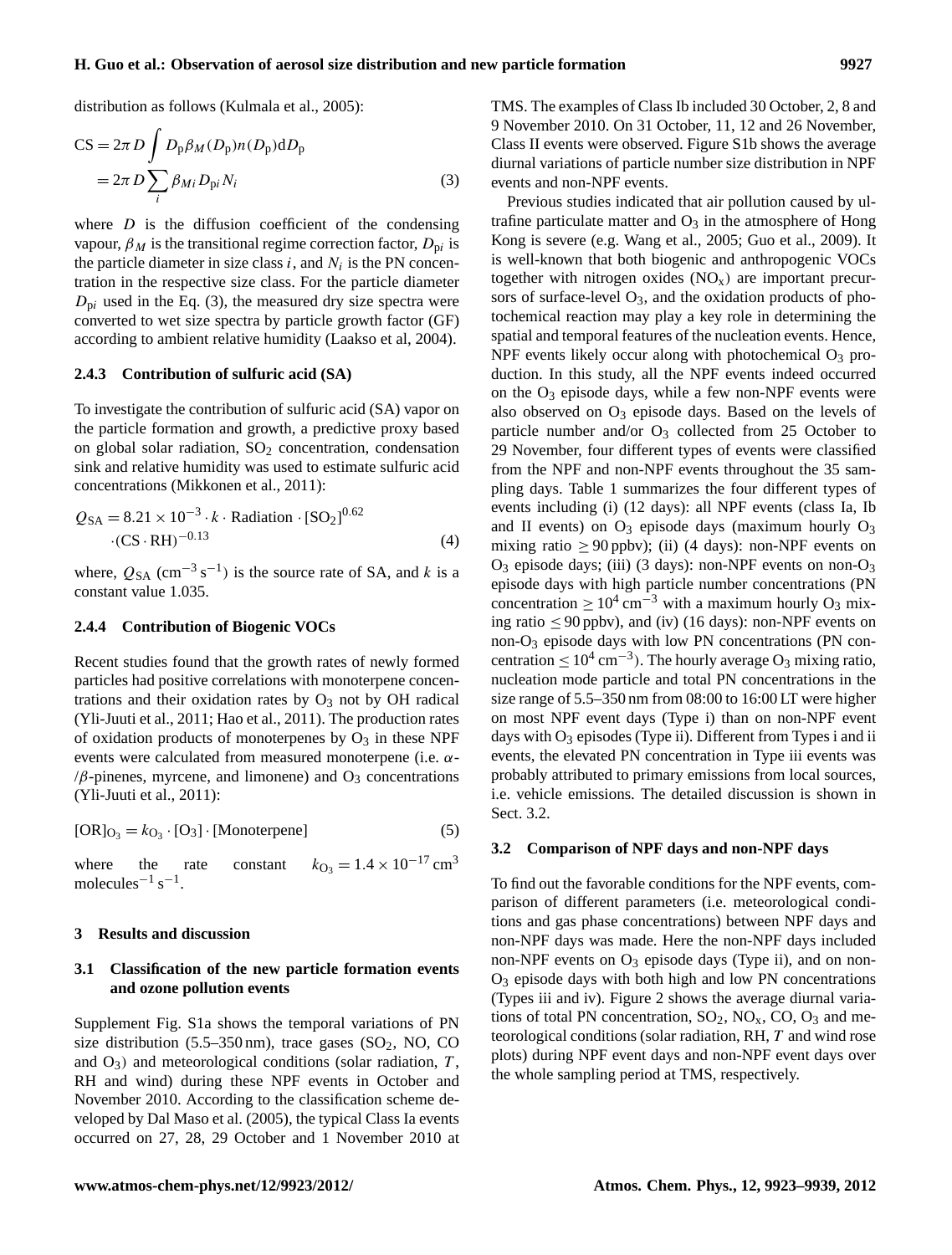distribution as follows (Kulmala et al., 2005):

$$
\begin{aligned}
\mathrm{CS} &= 2\pi D \int D_{\mathrm{p}} \beta_M(D_{\mathrm{p}}) n(D_{\mathrm{p}}) \mathrm{d}D_{\mathrm{p}} \\
&= 2\pi D \sum_i \beta_{Mi} D_{\mathrm{p}i} N_i
\end{aligned}
\tag{3}
$$

where $D$ is the diffusion coefficient of the condensing vapour, $\beta_M$ is the transitional regime correction factor, $D_{\mathrm{p}i}$ is the particle diameter in size class $i$, and $N_i$ is the PN concentration in the respective size class. For the particle diameter $D_{\mathrm{p}i}$ used in the Eq. (3), the measured dry size spectra were converted to wet size spectra by particle growth factor (GF) according to ambient relative humidity (Laakso et al, 2004).

#### 2.4.3 Contribution of sulfuric acid (SA)

To investigate the contribution of sulfuric acid (SA) vapor on the particle formation and growth, a predictive proxy based on global solar radiation, $SO_2$ concentration, condensation sink and relative humidity was used to estimate sulfuric acid concentrations (Mikkonen et al., 2011):

$$
\begin{aligned}
Q_{\mathrm{SA}} &= 8.21 \times 10^{-3} \cdot k \cdot \text{Radiation} \cdot [\mathrm{SO_2}]^{0.62} \\
&\cdot (\mathrm{CS} \cdot \mathrm{RH})^{-0.13}
\end{aligned}
\tag{4}
$$

where, $Q_{\mathrm{SA}}$ ($\mathrm{cm^{-3}\,s^{-1}}$) is the source rate of SA, and $k$ is a constant value 1.035.

#### 2.4.4 Contribution of Biogenic VOCs

Recent studies found that the growth rates of newly formed particles had positive correlations with monoterpene concentrations and their oxidation rates by $O_3$ not by OH radical (Yli-Juuti et al., 2011; Hao et al., 2011). The production rates of oxidation products of monoterpenes by $O_3$ in these NPF events were calculated from measured monoterpene (i.e. $\alpha$-/$\beta$-pinenes, myrcene, and limonene) and $O_3$ concentrations (Yli-Juuti et al., 2011):

$$
[\mathrm{OR}]_{\mathrm{O_3}} = k_{\mathrm{O_3}} \cdot [\mathrm{O_3}] \cdot [\text{Monoterpene}] \tag{5}
$$

where the rate constant $k_{\mathrm{O_3}} = 1.4 \times 10^{-17}\,\mathrm{cm^3\,molecules^{-1}\,s^{-1}}$.

## 3 Results and discussion

### 3.1 Classification of the new particle formation events and ozone pollution events

Supplement Fig. S1a shows the temporal variations of PN size distribution (5.5–350 nm), trace gases ($SO_2$, NO, CO and $O_3$) and meteorological conditions (solar radiation, $T$, RH and wind) during these NPF events in October and November 2010. According to the classification scheme developed by Dal Maso et al. (2005), the typical Class Ia events occurred on 27, 28, 29 October and 1 November 2010 at TMS. The examples of Class Ib included 30 October, 2, 8 and 9 November 2010. On 31 October, 11, 12 and 26 November, Class II events were observed. Figure S1b shows the average diurnal variations of particle number size distribution in NPF events and non-NPF events.

Previous studies indicated that air pollution caused by ultrafine particulate matter and $O_3$ in the atmosphere of Hong Kong is severe (e.g. Wang et al., 2005; Guo et al., 2009). It is well-known that both biogenic and anthropogenic VOCs together with nitrogen oxides ($NO_x$) are important precursors of surface-level $O_3$, and the oxidation products of photochemical reaction may play a key role in determining the spatial and temporal features of the nucleation events. Hence, NPF events likely occur along with photochemical $O_3$ production. In this study, all the NPF events indeed occurred on the $O_3$ episode days, while a few non-NPF events were also observed on $O_3$ episode days. Based on the levels of particle number and/or $O_3$ collected from 25 October to 29 November, four different types of events were classified from the NPF and non-NPF events throughout the 35 sampling days. Table 1 summarizes the four different types of events including (i) (12 days): all NPF events (class Ia, Ib and II events) on $O_3$ episode days (maximum hourly $O_3$ mixing ratio $\geq 90$ ppbv); (ii) (4 days): non-NPF events on $O_3$ episode days; (iii) (3 days): non-NPF events on non-$O_3$ episode days with high particle number concentrations (PN concentration $\geq 10^4\,\mathrm{cm^{-3}}$ with a maximum hourly $O_3$ mixing ratio $\leq 90$ ppbv), and (iv) (16 days): non-NPF events on non-$O_3$ episode days with low PN concentrations (PN concentration $\leq 10^4\,\mathrm{cm^{-3}}$). The hourly average $O_3$ mixing ratio, nucleation mode particle and total PN concentrations in the size range of 5.5–350 nm from 08:00 to 16:00 LT were higher on most NPF event days (Type i) than on non-NPF event days with $O_3$ episodes (Type ii). Different from Types i and ii events, the elevated PN concentration in Type iii events was probably attributed to primary emissions from local sources, i.e. vehicle emissions. The detailed discussion is shown in Sect. 3.2.

### 3.2 Comparison of NPF days and non-NPF days

To find out the favorable conditions for the NPF events, comparison of different parameters (i.e. meteorological conditions and gas phase concentrations) between NPF days and non-NPF days was made. Here the non-NPF days included non-NPF events on $O_3$ episode days (Type ii), and on non-$O_3$ episode days with both high and low PN concentrations (Types iii and iv). Figure 2 shows the average diurnal variations of total PN concentration, $SO_2$, $NO_x$, CO, $O_3$ and meteorological conditions (solar radiation, RH, $T$ and wind rose plots) during NPF event days and non-NPF event days over the whole sampling period at TMS, respectively.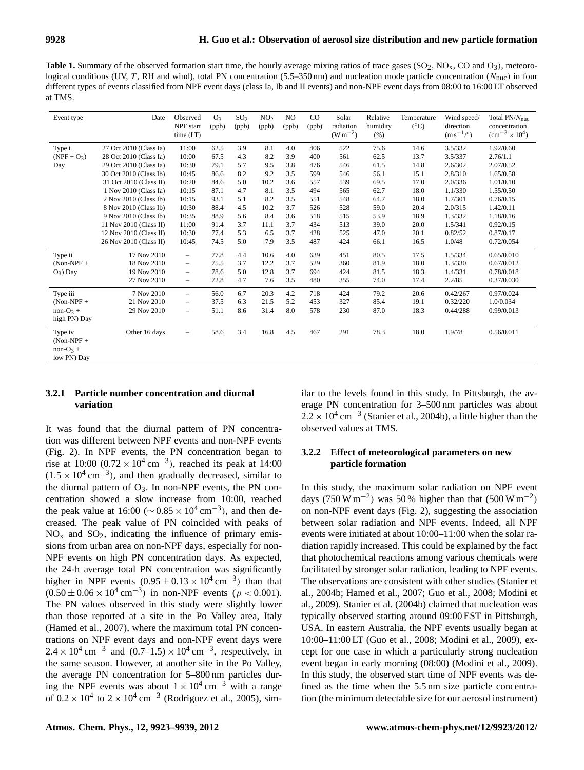**Table 1.** Summary of the observed formation start time, the hourly average mixing ratios of trace gases ($SO_2$, $NO_x$, CO and $O_3$), meteorological conditions (UV, $T$, RH and wind), total PN concentration (5.5–350 nm) and nucleation mode particle concentration ($N_{nuc}$) in four different types of events classified from NPF event days (class Ia, Ib and II events) and non-NPF event days from 08:00 to 16:00 LT observed at TMS.

| Event type | Date | Observed NPF start time (LT) | $O_3$ (ppb) | $SO_2$ (ppb) | $NO_2$ (ppb) | NO (ppb) | CO (ppb) | Solar radiation ($W m^{-2}$) | Relative humidity (%) | Temperature (°C) | Wind speed/direction ($m s^{-1}$/°) | Total PN/$N_{nuc}$ concentration ($cm^{-3} \times 10^4$) |
|---|---|---|---|---|---|---|---|---|---|---|---|---|
| Type i | 27 Oct 2010 (Class Ia) | 11:00 | 62.5 | 3.9 | 8.1 | 4.0 | 406 | 522 | 75.6 | 14.6 | 3.5/332 | 1.92/0.60 |
| (NPF + $O_3$) | 28 Oct 2010 (Class Ia) | 10:00 | 67.5 | 4.3 | 8.2 | 3.9 | 400 | 561 | 62.5 | 13.7 | 3.5/337 | 2.76/1.1 |
| Day | 29 Oct 2010 (Class Ia) | 10:30 | 79.1 | 5.7 | 9.5 | 3.8 | 476 | 546 | 61.5 | 14.8 | 2.6/302 | 2.07/0.52 |
| | 30 Oct 2010 (Class Ib) | 10:45 | 86.6 | 8.2 | 9.2 | 3.5 | 599 | 546 | 56.1 | 15.1 | 2.8/310 | 1.65/0.58 |
| | 31 Oct 2010 (Class II) | 10:20 | 84.6 | 5.0 | 10.2 | 3.6 | 557 | 539 | 69.5 | 17.0 | 2.0/336 | 1.01/0.10 |
| | 1 Nov 2010 (Class Ia) | 10:15 | 87.1 | 4.7 | 8.1 | 3.5 | 494 | 565 | 62.7 | 18.0 | 1.1/330 | 1.55/0.50 |
| | 2 Nov 2010 (Class Ib) | 10:15 | 93.1 | 5.1 | 8.2 | 3.5 | 551 | 548 | 64.7 | 18.0 | 1.7/301 | 0.76/0.15 |
| | 8 Nov 2010 (Class Ib) | 10:30 | 88.4 | 4.5 | 10.2 | 3.7 | 526 | 528 | 59.0 | 20.4 | 2.0/315 | 1.42/0.11 |
| | 9 Nov 2010 (Class Ib) | 10:35 | 88.9 | 5.6 | 8.4 | 3.6 | 518 | 515 | 53.9 | 18.9 | 1.3/332 | 1.18/0.16 |
| | 11 Nov 2010 (Class II) | 11:00 | 91.4 | 3.7 | 11.1 | 3.7 | 434 | 513 | 39.0 | 20.0 | 1.5/341 | 0.92/0.15 |
| | 12 Nov 2010 (Class II) | 10:30 | 77.4 | 5.3 | 6.5 | 3.7 | 428 | 525 | 47.0 | 20.1 | 0.82/52 | 0.87/0.17 |
| | 26 Nov 2010 (Class II) | 10:45 | 74.5 | 5.0 | 7.9 | 3.5 | 487 | 424 | 66.1 | 16.5 | 1.0/48 | 0.72/0.054 |
| Type ii | 17 Nov 2010 | – | 77.8 | 4.4 | 10.6 | 4.0 | 639 | 451 | 80.5 | 17.5 | 1.5/334 | 0.65/0.010 |
| (Non-NPF + | 18 Nov 2010 | – | 75.5 | 3.7 | 12.2 | 3.7 | 529 | 360 | 81.9 | 18.0 | 1.3/330 | 0.67/0.012 |
| $O_3$) Day | 19 Nov 2010 | – | 78.6 | 5.0 | 12.8 | 3.7 | 694 | 424 | 81.5 | 18.3 | 1.4/331 | 0.78/0.018 |
| | 27 Nov 2010 | – | 72.8 | 4.7 | 7.6 | 3.5 | 480 | 355 | 74.0 | 17.4 | 2.2/85 | 0.37/0.030 |
| Type iii | 7 Nov 2010 | – | 56.0 | 6.7 | 20.3 | 4.2 | 718 | 424 | 79.2 | 20.6 | 0.42/267 | 0.97/0.024 |
| (Non-NPF + | 21 Nov 2010 | – | 37.5 | 6.3 | 21.5 | 5.2 | 453 | 327 | 85.4 | 19.1 | 0.32/220 | 1.0/0.034 |
| non-$O_3$ + | 29 Nov 2010 | – | 51.1 | 8.6 | 31.4 | 8.0 | 578 | 230 | 87.0 | 18.3 | 0.44/288 | 0.99/0.013 |
| high PN) Day | | | | | | | | | | | | |
| Type iv (Non-NPF + non-$O_3$ + low PN) Day | Other 16 days | – | 58.6 | 3.4 | 16.8 | 4.5 | 467 | 291 | 78.3 | 18.0 | 1.9/78 | 0.56/0.011 |

#### 3.2.1 Particle number concentration and diurnal variation

It was found that the diurnal pattern of PN concentration was different between NPF events and non-NPF events (Fig. 2). In NPF events, the PN concentration began to rise at 10:00 ($0.72 \times 10^4 cm^{-3}$), reached its peak at 14:00 ($1.5 \times 10^4 cm^{-3}$), and then gradually decreased, similar to the diurnal pattern of $O_3$. In non-NPF events, the PN concentration showed a slow increase from 10:00, reached the peak value at 16:00 ($\sim 0.85 \times 10^4 cm^{-3}$), and then decreased. The peak value of PN coincided with peaks of $NO_x$ and $SO_2$, indicating the influence of primary emissions from urban area on non-NPF days, especially for non-NPF events on high PN concentration days. As expected, the 24-h average total PN concentration was significantly higher in NPF events ($0.95 \pm 0.13 \times 10^4 cm^{-3}$) than that ($0.50 \pm 0.06 \times 10^4 cm^{-3}$) in non-NPF events ($p < 0.001$). The PN values observed in this study were slightly lower than those reported at a site in the Po Valley area, Italy (Hamed et al., 2007), where the maximum total PN concentrations on NPF event days and non-NPF event days were $2.4 \times 10^4 cm^{-3}$ and $(0.7–1.5) \times 10^4 cm^{-3}$, respectively, in the same season. However, at another site in the Po Valley, the average PN concentration for 5–800 nm particles during the NPF events was about $1 \times 10^4 cm^{-3}$ with a range of $0.2 \times 10^4$ to $2 \times 10^4 cm^{-3}$ (Rodriguez et al., 2005), similar to the levels found in this study. In Pittsburgh, the average PN concentration for 3–500 nm particles was about $2.2 \times 10^4 cm^{-3}$ (Stanier et al., 2004b), a little higher than the observed values at TMS.

#### 3.2.2 Effect of meteorological parameters on new particle formation

In this study, the maximum solar radiation on NPF event days ($750 W m^{-2}$) was 50 % higher than that ($500 W m^{-2}$) on non-NPF event days (Fig. 2), suggesting the association between solar radiation and NPF events. Indeed, all NPF events were initiated at about 10:00–11:00 when the solar radiation rapidly increased. This could be explained by the fact that photochemical reactions among various chemicals were facilitated by stronger solar radiation, leading to NPF events. The observations are consistent with other studies (Stanier et al., 2004b; Hamed et al., 2007; Guo et al., 2008; Modini et al., 2009). Stanier et al. (2004b) claimed that nucleation was typically observed starting around 09:00 EST in Pittsburgh, USA. In eastern Australia, the NPF events usually began at 10:00–11:00 LT (Guo et al., 2008; Modini et al., 2009), except for one case in which a particularly strong nucleation event began in early morning (08:00) (Modini et al., 2009). In this study, the observed start time of NPF events was defined as the time when the 5.5 nm size particle concentration (the minimum detectable size for our aerosol instrument)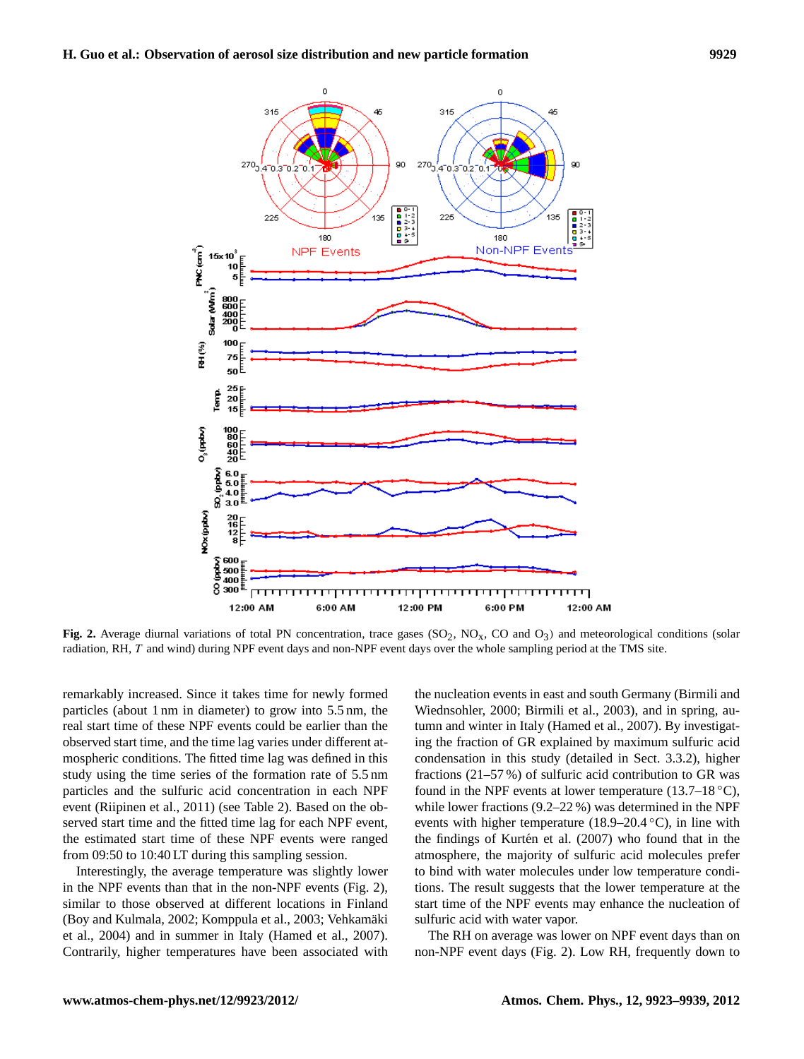**Fig. 2.** Average diurnal variations of total PN concentration, trace gases ($SO_2$, $NO_x$, CO and $O_3$) and meteorological conditions (solar radiation, RH, $T$ and wind) during NPF event days and non-NPF event days over the whole sampling period at the TMS site.

remarkably increased. Since it takes time for newly formed particles (about 1 nm in diameter) to grow into 5.5 nm, the real start time of these NPF events could be earlier than the observed start time, and the time lag varies under different atmospheric conditions. The fitted time lag was defined in this study using the time series of the formation rate of 5.5 nm particles and the sulfuric acid concentration in each NPF event (Riipinen et al., 2011) (see Table 2). Based on the observed start time and the fitted time lag for each NPF event, the estimated start time of these NPF events were ranged from 09:50 to 10:40 LT during this sampling session.

Interestingly, the average temperature was slightly lower in the NPF events than that in the non-NPF events (Fig. 2), similar to those observed at different locations in Finland (Boy and Kulmala, 2002; Komppula et al., 2003; Vehkamäki et al., 2004) and in summer in Italy (Hamed et al., 2007). Contrarily, higher temperatures have been associated with the nucleation events in east and south Germany (Birmili and Wiednsohler, 2000; Birmili et al., 2003), and in spring, autumn and winter in Italy (Hamed et al., 2007). By investigating the fraction of GR explained by maximum sulfuric acid condensation in this study (detailed in Sect. 3.3.2), higher fractions (21–57 %) of sulfuric acid contribution to GR was found in the NPF events at lower temperature (13.7–18 °C), while lower fractions (9.2–22 %) was determined in the NPF events with higher temperature (18.9–20.4 °C), in line with the findings of Kurtén et al. (2007) who found that in the atmosphere, the majority of sulfuric acid molecules prefer to bind with water molecules under low temperature conditions. The result suggests that the lower temperature at the start time of the NPF events may enhance the nucleation of sulfuric acid with water vapor.

The RH on average was lower on NPF event days than on non-NPF event days (Fig. 2). Low RH, frequently down to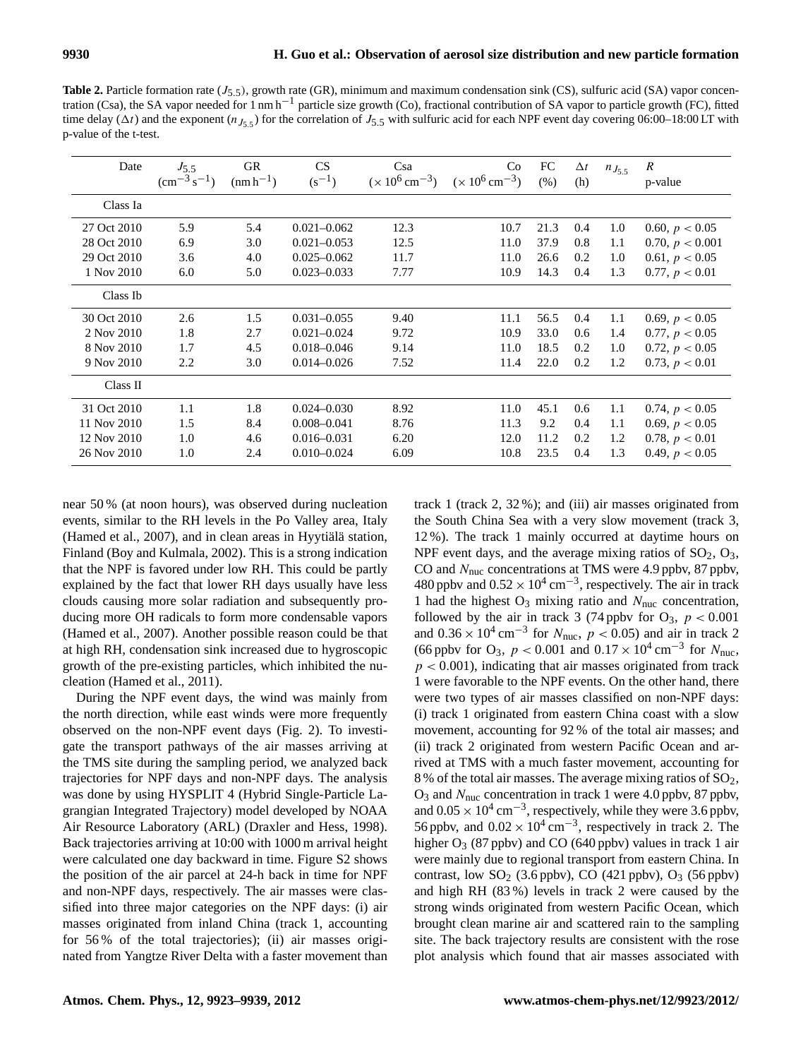**Table 2.** Particle formation rate ($J_{5.5}$), growth rate (GR), minimum and maximum condensation sink (CS), sulfuric acid (SA) vapor concentration (Csa), the SA vapor needed for $1\,\text{nm}\,\text{h}^{-1}$ particle size growth (Co), fractional contribution of SA vapor to particle growth (FC), fitted time delay ($\Delta t$) and the exponent ($n_{J_{5.5}}$) for the correlation of $J_{5.5}$ with sulfuric acid for each NPF event day covering 06:00–18:00 LT with p-value of the t-test.

| Date | $J_{5.5}$ ($\text{cm}^{-3}\,\text{s}^{-1}$) | GR ($\text{nm}\,\text{h}^{-1}$) | CS ($\text{s}^{-1}$) | Csa ($\times 10^6\,\text{cm}^{-3}$) | Co ($\times 10^6\,\text{cm}^{-3}$) | FC (%) | $\Delta t$ (h) | $n_{J_{5.5}}$ | $R$ p-value |
|---|---|---|---|---|---|---|---|---|---|
| Class Ia | | | | | | | | | |
| 27 Oct 2010 | 5.9 | 5.4 | 0.021–0.062 | 12.3 | 10.7 | 21.3 | 0.4 | 1.0 | 0.60, $p < 0.05$ |
| 28 Oct 2010 | 6.9 | 3.0 | 0.021–0.053 | 12.5 | 11.0 | 37.9 | 0.8 | 1.1 | 0.70, $p < 0.001$ |
| 29 Oct 2010 | 3.6 | 4.0 | 0.025–0.062 | 11.7 | 11.0 | 26.6 | 0.2 | 1.0 | 0.61, $p < 0.05$ |
| 1 Nov 2010 | 6.0 | 5.0 | 0.023–0.033 | 7.77 | 10.9 | 14.3 | 0.4 | 1.3 | 0.77, $p < 0.01$ |
| Class Ib | | | | | | | | | |
| 30 Oct 2010 | 2.6 | 1.5 | 0.031–0.055 | 9.40 | 11.1 | 56.5 | 0.4 | 1.1 | 0.69, $p < 0.05$ |
| 2 Nov 2010 | 1.8 | 2.7 | 0.021–0.024 | 9.72 | 10.9 | 33.0 | 0.6 | 1.4 | 0.77, $p < 0.05$ |
| 8 Nov 2010 | 1.7 | 4.5 | 0.018–0.046 | 9.14 | 11.0 | 18.5 | 0.2 | 1.0 | 0.72, $p < 0.05$ |
| 9 Nov 2010 | 2.2 | 3.0 | 0.014–0.026 | 7.52 | 11.4 | 22.0 | 0.2 | 1.2 | 0.73, $p < 0.01$ |
| Class II | | | | | | | | | |
| 31 Oct 2010 | 1.1 | 1.8 | 0.024–0.030 | 8.92 | 11.0 | 45.1 | 0.6 | 1.1 | 0.74, $p < 0.05$ |
| 11 Nov 2010 | 1.5 | 8.4 | 0.008–0.041 | 8.76 | 11.3 | 9.2 | 0.4 | 1.1 | 0.69, $p < 0.05$ |
| 12 Nov 2010 | 1.0 | 4.6 | 0.016–0.031 | 6.20 | 12.0 | 11.2 | 0.2 | 1.2 | 0.78, $p < 0.01$ |
| 26 Nov 2010 | 1.0 | 2.4 | 0.010–0.024 | 6.09 | 10.8 | 23.5 | 0.4 | 1.3 | 0.49, $p < 0.05$ |

near 50 % (at noon hours), was observed during nucleation events, similar to the RH levels in the Po Valley area, Italy (Hamed et al., 2007), and in clean areas in Hyytiälä station, Finland (Boy and Kulmala, 2002). This is a strong indication that the NPF is favored under low RH. This could be partly explained by the fact that lower RH days usually have less clouds causing more solar radiation and subsequently producing more OH radicals to form more condensable vapors (Hamed et al., 2007). Another possible reason could be that at high RH, condensation sink increased due to hygroscopic growth of the pre-existing particles, which inhibited the nucleation (Hamed et al., 2011).

During the NPF event days, the wind was mainly from the north direction, while east winds were more frequently observed on the non-NPF event days (Fig. 2). To investigate the transport pathways of the air masses arriving at the TMS site during the sampling period, we analyzed back trajectories for NPF days and non-NPF days. The analysis was done by using HYSPLIT 4 (Hybrid Single-Particle Lagrangian Integrated Trajectory) model developed by NOAA Air Resource Laboratory (ARL) (Draxler and Hess, 1998). Back trajectories arriving at 10:00 with 1000 m arrival height were calculated one day backward in time. Figure S2 shows the position of the air parcel at 24-h back in time for NPF and non-NPF days, respectively. The air masses were classified into three major categories on the NPF days: (i) air masses originated from inland China (track 1, accounting for 56 % of the total trajectories); (ii) air masses originated from Yangtze River Delta with a faster movement than track 1 (track 2, 32 %); and (iii) air masses originated from the South China Sea with a very slow movement (track 3, 12 %). The track 1 mainly occurred at daytime hours on NPF event days, and the average mixing ratios of $SO_2$, $O_3$, CO and $N_{\text{nuc}}$ concentrations at TMS were 4.9 ppbv, 87 ppbv, 480 ppbv and $0.52 \times 10^4\,\text{cm}^{-3}$, respectively. The air in track 1 had the highest $O_3$ mixing ratio and $N_{\text{nuc}}$ concentration, followed by the air in track 3 (74 ppbv for $O_3$, $p < 0.001$ and $0.36 \times 10^4\,\text{cm}^{-3}$ for $N_{\text{nuc}}$, $p < 0.05$) and air in track 2 (66 ppbv for $O_3$, $p < 0.001$ and $0.17 \times 10^4\,\text{cm}^{-3}$ for $N_{\text{nuc}}$, $p < 0.001$), indicating that air masses originated from track 1 were favorable to the NPF events. On the other hand, there were two types of air masses classified on non-NPF days: (i) track 1 originated from eastern China coast with a slow movement, accounting for 92 % of the total air masses; and (ii) track 2 originated from western Pacific Ocean and arrived at TMS with a much faster movement, accounting for 8 % of the total air masses. The average mixing ratios of $SO_2$, $O_3$ and $N_{\text{nuc}}$ concentration in track 1 were 4.0 ppbv, 87 ppbv, and $0.05 \times 10^4\,\text{cm}^{-3}$, respectively, while they were 3.6 ppbv, 56 ppbv, and $0.02 \times 10^4\,\text{cm}^{-3}$, respectively in track 2. The higher $O_3$ (87 ppbv) and CO (640 ppbv) values in track 1 air were mainly due to regional transport from eastern China. In contrast, low $SO_2$ (3.6 ppbv), CO (421 ppbv), $O_3$ (56 ppbv) and high RH (83 %) levels in track 2 were caused by the strong winds originated from western Pacific Ocean, which brought clean marine air and scattered rain to the sampling site. The back trajectory results are consistent with the rose plot analysis which found that air masses associated with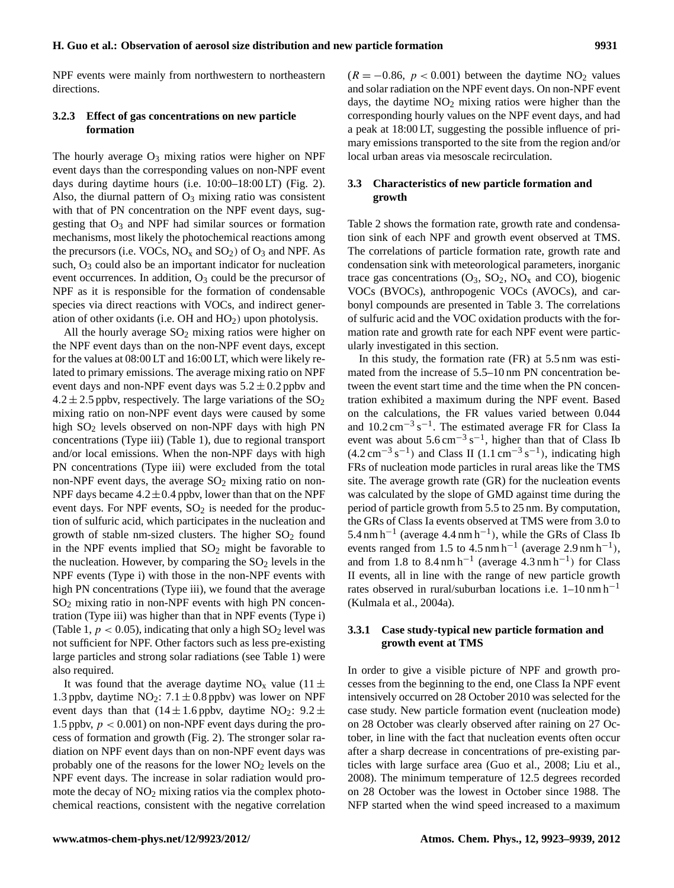NPF events were mainly from northwestern to northeastern directions.

#### 3.2.3 Effect of gas concentrations on new particle formation

The hourly average $O_3$ mixing ratios were higher on NPF event days than the corresponding values on non-NPF event days during daytime hours (i.e. 10:00–18:00 LT) (Fig. 2). Also, the diurnal pattern of $O_3$ mixing ratio was consistent with that of PN concentration on the NPF event days, suggesting that $O_3$ and NPF had similar sources or formation mechanisms, most likely the photochemical reactions among the precursors (i.e. VOCs, $NO_x$ and $SO_2$) of $O_3$ and NPF. As such, $O_3$ could also be an important indicator for nucleation event occurrences. In addition, $O_3$ could be the precursor of NPF as it is responsible for the formation of condensable species via direct reactions with VOCs, and indirect generation of other oxidants (i.e. OH and $HO_2$) upon photolysis.

All the hourly average $SO_2$ mixing ratios were higher on the NPF event days than on the non-NPF event days, except for the values at 08:00 LT and 16:00 LT, which were likely related to primary emissions. The average mixing ratio on NPF event days and non-NPF event days was $5.2 \pm 0.2$ ppbv and $4.2 \pm 2.5$ ppbv, respectively. The large variations of the $SO_2$ mixing ratio on non-NPF event days were caused by some high $SO_2$ levels observed on non-NPF days with high PN concentrations (Type iii) (Table 1), due to regional transport and/or local emissions. When the non-NPF days with high PN concentrations (Type iii) were excluded from the total non-NPF event days, the average $SO_2$ mixing ratio on non-NPF days became $4.2 \pm 0.4$ ppbv, lower than that on the NPF event days. For NPF events, $SO_2$ is needed for the production of sulfuric acid, which participates in the nucleation and growth of stable nm-sized clusters. The higher $SO_2$ found in the NPF events implied that $SO_2$ might be favorable to the nucleation. However, by comparing the $SO_2$ levels in the NPF events (Type i) with those in the non-NPF events with high PN concentrations (Type iii), we found that the average $SO_2$ mixing ratio in non-NPF events with high PN concentration (Type iii) was higher than that in NPF events (Type i) (Table 1, $p < 0.05$), indicating that only a high $SO_2$ level was not sufficient for NPF. Other factors such as less pre-existing large particles and strong solar radiations (see Table 1) were also required.

It was found that the average daytime $NO_x$ value ($11 \pm 1.3$ ppbv, daytime $NO_2$: $7.1 \pm 0.8$ ppbv) was lower on NPF event days than that ($14 \pm 1.6$ ppbv, daytime $NO_2$: $9.2 \pm 1.5$ ppbv, $p < 0.001$) on non-NPF event days during the process of formation and growth (Fig. 2). The stronger solar radiation on NPF event days than on non-NPF event days was probably one of the reasons for the lower $NO_2$ levels on the NPF event days. The increase in solar radiation would promote the decay of $NO_2$ mixing ratios via the complex photochemical reactions, consistent with the negative correlation ($R = -0.86$, $p < 0.001$) between the daytime $NO_2$ values and solar radiation on the NPF event days. On non-NPF event days, the daytime $NO_2$ mixing ratios were higher than the corresponding hourly values on the NPF event days, and had a peak at 18:00 LT, suggesting the possible influence of primary emissions transported to the site from the region and/or local urban areas via mesoscale recirculation.

### 3.3 Characteristics of new particle formation and growth

Table 2 shows the formation rate, growth rate and condensation sink of each NPF and growth event observed at TMS. The correlations of particle formation rate, growth rate and condensation sink with meteorological parameters, inorganic trace gas concentrations ($O_3$, $SO_2$, $NO_x$ and CO), biogenic VOCs (BVOCs), anthropogenic VOCs (AVOCs), and carbonyl compounds are presented in Table 3. The correlations of sulfuric acid and the VOC oxidation products with the formation rate and growth rate for each NPF event were particularly investigated in this section.

In this study, the formation rate (FR) at 5.5 nm was estimated from the increase of 5.5–10 nm PN concentration between the event start time and the time when the PN concentration exhibited a maximum during the NPF event. Based on the calculations, the FR values varied between 0.044 and $10.2\,\mathrm{cm^{-3}\,s^{-1}}$. The estimated average FR for Class Ia event was about $5.6\,\mathrm{cm^{-3}\,s^{-1}}$, higher than that of Class Ib ($4.2\,\mathrm{cm^{-3}\,s^{-1}}$) and Class II ($1.1\,\mathrm{cm^{-3}\,s^{-1}}$), indicating high FRs of nucleation mode particles in rural areas like the TMS site. The average growth rate (GR) for the nucleation events was calculated by the slope of GMD against time during the period of particle growth from 5.5 to 25 nm. By computation, the GRs of Class Ia events observed at TMS were from 3.0 to $5.4\,\mathrm{nm\,h^{-1}}$ (average $4.4\,\mathrm{nm\,h^{-1}}$), while the GRs of Class Ib events ranged from 1.5 to $4.5\,\mathrm{nm\,h^{-1}}$ (average $2.9\,\mathrm{nm\,h^{-1}}$), and from 1.8 to $8.4\,\mathrm{nm\,h^{-1}}$ (average $4.3\,\mathrm{nm\,h^{-1}}$) for Class II events, all in line with the range of new particle growth rates observed in rural/suburban locations i.e. $1\text{–}10\,\mathrm{nm\,h^{-1}}$ (Kulmala et al., 2004a).

#### 3.3.1 Case study-typical new particle formation and growth event at TMS

In order to give a visible picture of NPF and growth processes from the beginning to the end, one Class Ia NPF event intensively occurred on 28 October 2010 was selected for the case study. New particle formation event (nucleation mode) on 28 October was clearly observed after raining on 27 October, in line with the fact that nucleation events often occur after a sharp decrease in concentrations of pre-existing particles with large surface area (Guo et al., 2008; Liu et al., 2008). The minimum temperature of 12.5 degrees recorded on 28 October was the lowest in October since 1988. The NFP started when the wind speed increased to a maximum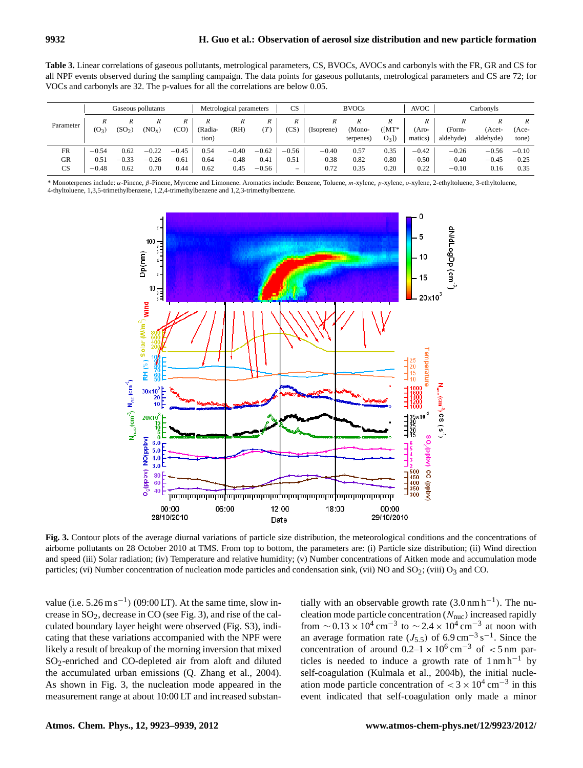**Table 3.** Linear correlations of gaseous pollutants, metrological parameters, CS, BVOCs, AVOCs and carbonyls with the FR, GR and CS for all NPF events observed during the sampling campaign. The data points for gaseous pollutants, metrological parameters and CS are 72; for VOCs and carbonyls are 32. The p-values for all the correlations are below 0.05.

| Parameter | Gaseous pollutants | | | | Metrological parameters | | | CS | BVOCs | | | AVOC | Carbonyls | | |
|---|---|---|---|---|---|---|---|---|---|---|---|---|---|---|---|
| | $R$ ($O_3$) | $R$ ($SO_2$) | $R$ ($NO_x$) | $R$ (CO) | $R$ (Radiation) | $R$ (RH) | $R$ ($T$) | $R$ (CS) | $R$ (Isoprene) | $R$ (Monoterpenes) | $R$ ([MT* $O_3$]) | $R$ (Aromatics) | $R$ (Formaldehyde) | $R$ (Acetaldehyde) | $R$ (Acetone) |
| FR | −0.54 | 0.62 | −0.22 | −0.45 | 0.54 | −0.40 | −0.62 | −0.56 | −0.40 | 0.57 | 0.35 | −0.42 | −0.26 | −0.56 | −0.10 |
| GR | 0.51 | −0.33 | −0.26 | −0.61 | 0.64 | −0.48 | 0.41 | 0.51 | −0.38 | 0.82 | 0.80 | −0.50 | −0.40 | −0.45 | −0.25 |
| CS | −0.48 | 0.62 | 0.70 | 0.44 | 0.62 | 0.45 | −0.56 | – | 0.72 | 0.35 | 0.20 | 0.22 | −0.10 | 0.16 | 0.35 |

\* Monoterpenes include: $\alpha$-Pinene, $\beta$-Pinene, Myrcene and Limonene. Aromatics include: Benzene, Toluene, $m$-xylene, $p$-xylene, $o$-xylene, 2-ethyltoluene, 3-ethyltoluene, 4-thyltoluene, 1,3,5-trimethylbenzene, 1,2,4-trimethylbenzene and 1,2,3-trimethylbenzene.

**Fig. 3.** Contour plots of the average diurnal variations of particle size distribution, the meteorological conditions and the concentrations of airborne pollutants on 28 October 2010 at TMS. From top to bottom, the parameters are: (i) Particle size distribution; (ii) Wind direction and speed (iii) Solar radiation; (iv) Temperature and relative humidity; (v) Number concentrations of Aitken mode and accumulation mode particles; (vi) Number concentration of nucleation mode particles and condensation sink, (vii) NO and $SO_2$; (viii) $O_3$ and CO.

value (i.e. $5.26\,\mathrm{m\,s^{-1}}$) (09:00 LT). At the same time, slow increase in $SO_2$, decrease in CO (see Fig. 3), and rise of the calculated boundary layer height were observed (Fig. S3), indicating that these variations accompanied with the NPF were likely a result of breakup of the morning inversion that mixed $SO_2$-enriched and CO-depleted air from aloft and diluted the accumulated urban emissions (Q. Zhang et al., 2004). As shown in Fig. 3, the nucleation mode appeared in the measurement range at about 10:00 LT and increased substantially with an observable growth rate ($3.0\,\mathrm{nm\,h^{-1}}$). The nucleation mode particle concentration ($N_{\mathrm{nuc}}$) increased rapidly from $\sim 0.13\times10^4\,\mathrm{cm^{-3}}$ to $\sim 2.4\times10^4\,\mathrm{cm^{-3}}$ at noon with an average formation rate ($J_{5.5}$) of $6.9\,\mathrm{cm^{-3}\,s^{-1}}$. Since the concentration of around $0.2$–$1\times10^6\,\mathrm{cm^{-3}}$ of $<5\,\mathrm{nm}$ particles is needed to induce a growth rate of $1\,\mathrm{nm\,h^{-1}}$ by self-coagulation (Kulmala et al., 2004b), the initial nucleation mode particle concentration of $<3\times10^4\,\mathrm{cm^{-3}}$ in this event indicated that self-coagulation only made a minor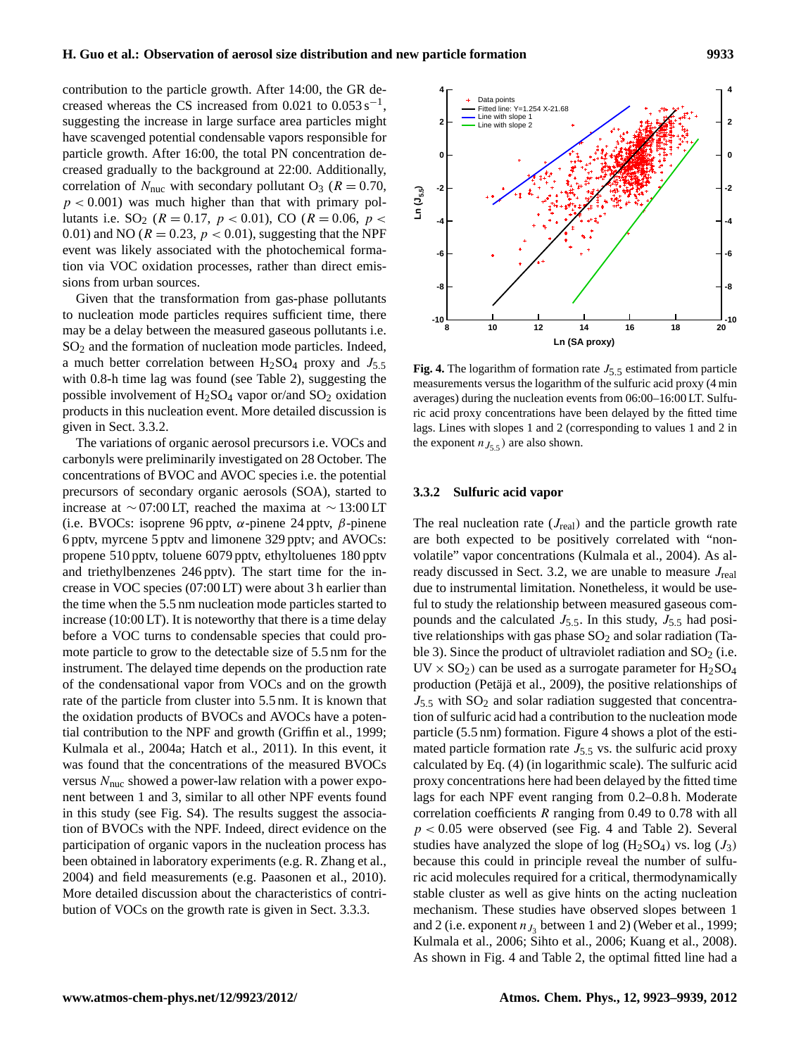contribution to the particle growth. After 14:00, the GR decreased whereas the CS increased from 0.021 to $0.053\,s^{-1}$, suggesting the increase in large surface area particles might have scavenged potential condensable vapors responsible for particle growth. After 16:00, the total PN concentration decreased gradually to the background at 22:00. Additionally, correlation of $N_{nuc}$ with secondary pollutant $O_3$ ($R = 0.70$, $p < 0.001$) was much higher than that with primary pollutants i.e. $SO_2$ ($R = 0.17$, $p < 0.01$), CO ($R = 0.06$, $p < 0.01$) and NO ($R = 0.23$, $p < 0.01$), suggesting that the NPF event was likely associated with the photochemical formation via VOC oxidation processes, rather than direct emissions from urban sources.

Given that the transformation from gas-phase pollutants to nucleation mode particles requires sufficient time, there may be a delay between the measured gaseous pollutants i.e. $SO_2$ and the formation of nucleation mode particles. Indeed, a much better correlation between $H_2SO_4$ proxy and $J_{5.5}$ with 0.8-h time lag was found (see Table 2), suggesting the possible involvement of $H_2SO_4$ vapor or/and $SO_2$ oxidation products in this nucleation event. More detailed discussion is given in Sect. 3.3.2.

The variations of organic aerosol precursors i.e. VOCs and carbonyls were preliminarily investigated on 28 October. The concentrations of BVOC and AVOC species i.e. the potential precursors of secondary organic aerosols (SOA), started to increase at ~07:00 LT, reached the maxima at ~13:00 LT (i.e. BVOCs: isoprene 96 pptv, $\alpha$-pinene 24 pptv, $\beta$-pinene 6 pptv, myrcene 5 pptv and limonene 329 pptv; and AVOCs: propene 510 pptv, toluene 6079 pptv, ethyltoluenes 180 pptv and triethylbenzenes 246 pptv). The start time for the increase in VOC species (07:00 LT) were about 3 h earlier than the time when the 5.5 nm nucleation mode particles started to increase (10:00 LT). It is noteworthy that there is a time delay before a VOC turns to condensable species that could promote particle to grow to the detectable size of 5.5 nm for the instrument. The delayed time depends on the production rate of the condensational vapor from VOCs and on the growth rate of the particle from cluster into 5.5 nm. It is known that the oxidation products of BVOCs and AVOCs have a potential contribution to the NPF and growth (Griffin et al., 1999; Kulmala et al., 2004a; Hatch et al., 2011). In this event, it was found that the concentrations of the measured BVOCs versus $N_{nuc}$ showed a power-law relation with a power exponent between 1 and 3, similar to all other NPF events found in this study (see Fig. S4). The results suggest the association of BVOCs with the NPF. Indeed, direct evidence on the participation of organic vapors in the nucleation process has been obtained in laboratory experiments (e.g. R. Zhang et al., 2004) and field measurements (e.g. Paasonen et al., 2010). More detailed discussion about the characteristics of contribution of VOCs on the growth rate is given in Sect. 3.3.3.

**Fig. 4.** The logarithm of formation rate $J_{5.5}$ estimated from particle measurements versus the logarithm of the sulfuric acid proxy (4 min averages) during the nucleation events from 06:00–16:00 LT. Sulfuric acid proxy concentrations have been delayed by the fitted time lags. Lines with slopes 1 and 2 (corresponding to values 1 and 2 in the exponent $n_{J_{5.5}}$) are also shown.

### 3.3.2 Sulfuric acid vapor

The real nucleation rate ($J_{real}$) and the particle growth rate are both expected to be positively correlated with "nonvolatile" vapor concentrations (Kulmala et al., 2004). As already discussed in Sect. 3.2, we are unable to measure $J_{real}$ due to instrumental limitation. Nonetheless, it would be useful to study the relationship between measured gaseous compounds and the calculated $J_{5.5}$. In this study, $J_{5.5}$ had positive relationships with gas phase $SO_2$ and solar radiation (Table 3). Since the product of ultraviolet radiation and $SO_2$ (i.e. $UV \times SO_2$) can be used as a surrogate parameter for $H_2SO_4$ production (Petäjä et al., 2009), the positive relationships of $J_{5.5}$ with $SO_2$ and solar radiation suggested that concentration of sulfuric acid had a contribution to the nucleation mode particle (5.5 nm) formation. Figure 4 shows a plot of the estimated particle formation rate $J_{5.5}$ vs. the sulfuric acid proxy calculated by Eq. (4) (in logarithmic scale). The sulfuric acid proxy concentrations here had been delayed by the fitted time lags for each NPF event ranging from 0.2–0.8 h. Moderate correlation coefficients $R$ ranging from 0.49 to 0.78 with all $p < 0.05$ were observed (see Fig. 4 and Table 2). Several studies have analyzed the slope of log ($H_2SO_4$) vs. log ($J_3$) because this could in principle reveal the number of sulfuric acid molecules required for a critical, thermodynamically stable cluster as well as give hints on the acting nucleation mechanism. These studies have observed slopes between 1 and 2 (i.e. exponent $n_{J_3}$ between 1 and 2) (Weber et al., 1999; Kulmala et al., 2006; Sihto et al., 2006; Kuang et al., 2008). As shown in Fig. 4 and Table 2, the optimal fitted line had a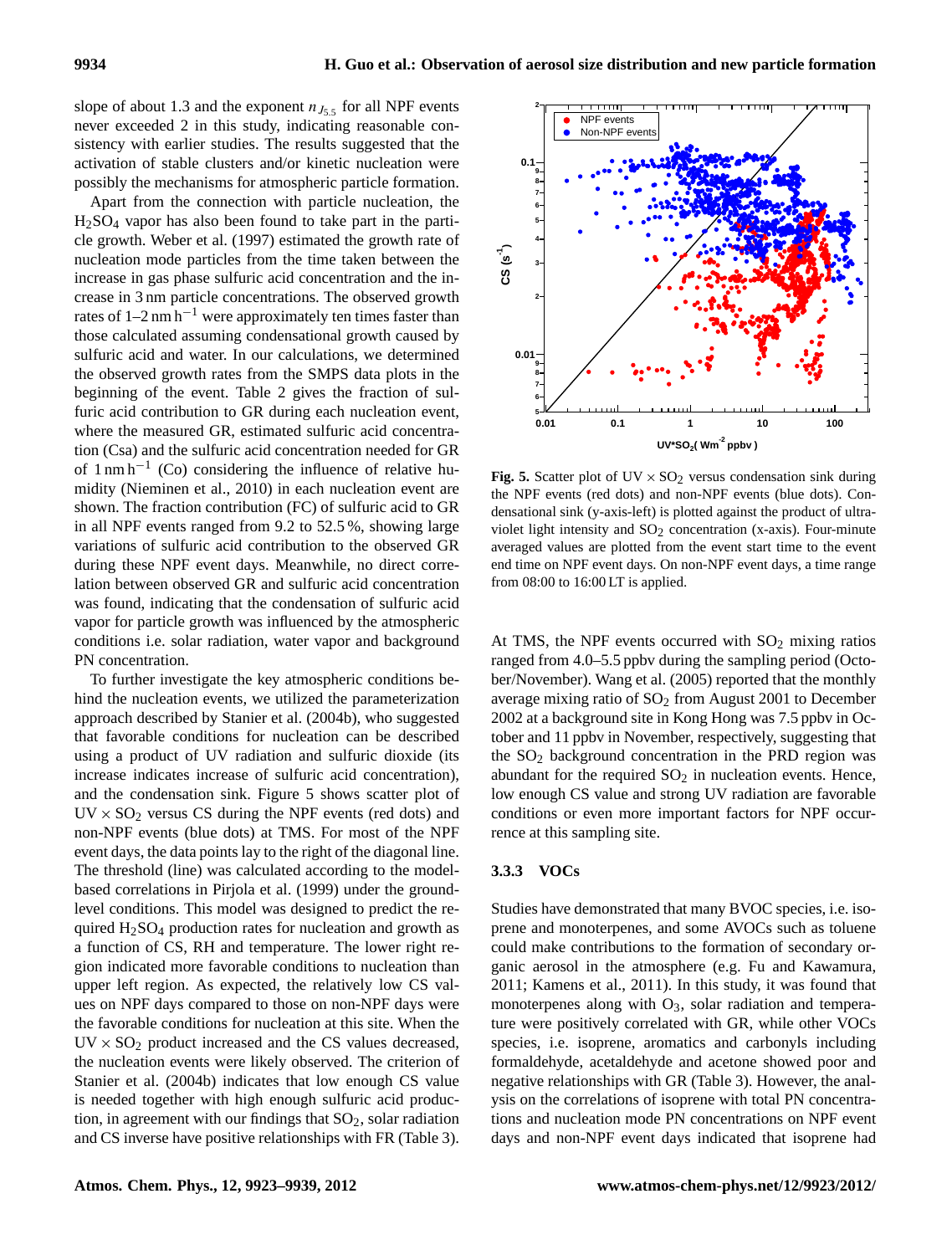slope of about 1.3 and the exponent $n_{J_{5.5}}$ for all NPF events never exceeded 2 in this study, indicating reasonable consistency with earlier studies. The results suggested that the activation of stable clusters and/or kinetic nucleation were possibly the mechanisms for atmospheric particle formation.

Apart from the connection with particle nucleation, the $H_2SO_4$ vapor has also been found to take part in the particle growth. Weber et al. (1997) estimated the growth rate of nucleation mode particles from the time taken between the increase in gas phase sulfuric acid concentration and the increase in 3 nm particle concentrations. The observed growth rates of 1–2 $\mathrm{nm\,h^{-1}}$ were approximately ten times faster than those calculated assuming condensational growth caused by sulfuric acid and water. In our calculations, we determined the observed growth rates from the SMPS data plots in the beginning of the event. Table 2 gives the fraction of sulfuric acid contribution to GR during each nucleation event, where the measured GR, estimated sulfuric acid concentration (Csa) and the sulfuric acid concentration needed for GR of 1 $\mathrm{nm\,h^{-1}}$ (Co) considering the influence of relative humidity (Nieminen et al., 2010) in each nucleation event are shown. The fraction contribution (FC) of sulfuric acid to GR in all NPF events ranged from 9.2 to 52.5 %, showing large variations of sulfuric acid contribution to the observed GR during these NPF event days. Meanwhile, no direct correlation between observed GR and sulfuric acid concentration was found, indicating that the condensation of sulfuric acid vapor for particle growth was influenced by the atmospheric conditions i.e. solar radiation, water vapor and background PN concentration.

To further investigate the key atmospheric conditions behind the nucleation events, we utilized the parameterization approach described by Stanier et al. (2004b), who suggested that favorable conditions for nucleation can be described using a product of UV radiation and sulfuric dioxide (its increase indicates increase of sulfuric acid concentration), and the condensation sink. Figure 5 shows scatter plot of $UV \times SO_2$ versus CS during the NPF events (red dots) and non-NPF events (blue dots) at TMS. For most of the NPF event days, the data points lay to the right of the diagonal line. The threshold (line) was calculated according to the model-based correlations in Pirjola et al. (1999) under the ground-level conditions. This model was designed to predict the required $H_2SO_4$ production rates for nucleation and growth as a function of CS, RH and temperature. The lower right region indicated more favorable conditions to nucleation than upper left region. As expected, the relatively low CS values on NPF days compared to those on non-NPF days were the favorable conditions for nucleation at this site. When the $UV \times SO_2$ product increased and the CS values decreased, the nucleation events were likely observed. The criterion of Stanier et al. (2004b) indicates that low enough CS value is needed together with high enough sulfuric acid production, in agreement with our findings that $SO_2$, solar radiation and CS inverse have positive relationships with FR (Table 3).

**Fig. 5.** Scatter plot of $UV \times SO_2$ versus condensation sink during the NPF events (red dots) and non-NPF events (blue dots). Condensational sink (y-axis-left) is plotted against the product of ultraviolet light intensity and $SO_2$ concentration (x-axis). Four-minute averaged values are plotted from the event start time to the event end time on NPF event days. On non-NPF event days, a time range from 08:00 to 16:00 LT is applied.

At TMS, the NPF events occurred with $SO_2$ mixing ratios ranged from 4.0–5.5 ppbv during the sampling period (October/November). Wang et al. (2005) reported that the monthly average mixing ratio of $SO_2$ from August 2001 to December 2002 at a background site in Kong Hong was 7.5 ppbv in October and 11 ppbv in November, respectively, suggesting that the $SO_2$ background concentration in the PRD region was abundant for the required $SO_2$ in nucleation events. Hence, low enough CS value and strong UV radiation are favorable conditions or even more important factors for NPF occurrence at this sampling site.

### 3.3.3 VOCs

Studies have demonstrated that many BVOC species, i.e. isoprene and monoterpenes, and some AVOCs such as toluene could make contributions to the formation of secondary organic aerosol in the atmosphere (e.g. Fu and Kawamura, 2011; Kamens et al., 2011). In this study, it was found that monoterpenes along with $O_3$, solar radiation and temperature were positively correlated with GR, while other VOCs species, i.e. isoprene, aromatics and carbonyls including formaldehyde, acetaldehyde and acetone showed poor and negative relationships with GR (Table 3). However, the analysis on the correlations of isoprene with total PN concentrations and nucleation mode PN concentrations on NPF event days and non-NPF event days indicated that isoprene had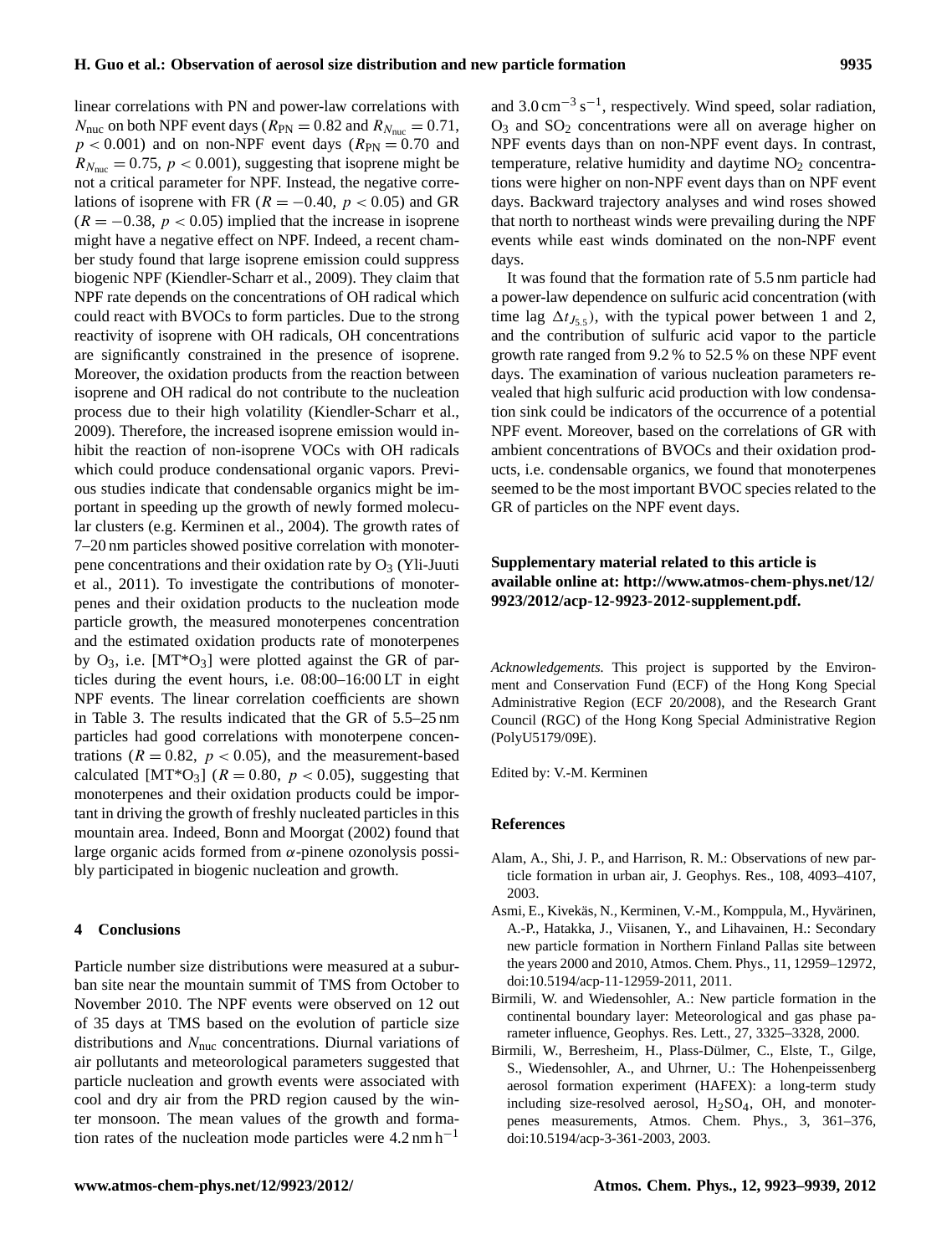linear correlations with PN and power-law correlations with $N_{nuc}$ on both NPF event days ($R_{PN} = 0.82$ and $R_{N_{nuc}} = 0.71$, $p < 0.001$) and on non-NPF event days ($R_{PN} = 0.70$ and $R_{N_{nuc}} = 0.75$, $p < 0.001$), suggesting that isoprene might be not a critical parameter for NPF. Instead, the negative correlations of isoprene with FR ($R = -0.40$, $p < 0.05$) and GR ($R = -0.38$, $p < 0.05$) implied that the increase in isoprene might have a negative effect on NPF. Indeed, a recent chamber study found that large isoprene emission could suppress biogenic NPF (Kiendler-Scharr et al., 2009). They claim that NPF rate depends on the concentrations of OH radical which could react with BVOCs to form particles. Due to the strong reactivity of isoprene with OH radicals, OH concentrations are significantly constrained in the presence of isoprene. Moreover, the oxidation products from the reaction between isoprene and OH radical do not contribute to the nucleation process due to their high volatility (Kiendler-Scharr et al., 2009). Therefore, the increased isoprene emission would inhibit the reaction of non-isoprene VOCs with OH radicals which could produce condensational organic vapors. Previous studies indicate that condensable organics might be important in speeding up the growth of newly formed molecular clusters (e.g. Kerminen et al., 2004). The growth rates of 7–20 nm particles showed positive correlation with monoterpene concentrations and their oxidation rate by $O_3$ (Yli-Juuti et al., 2011). To investigate the contributions of monoterpenes and their oxidation products to the nucleation mode particle growth, the measured monoterpenes concentration and the estimated oxidation products rate of monoterpenes by $O_3$, i.e. [MT*$O_3$] were plotted against the GR of particles during the event hours, i.e. 08:00–16:00 LT in eight NPF events. The linear correlation coefficients are shown in Table 3. The results indicated that the GR of 5.5–25 nm particles had good correlations with monoterpene concentrations ($R = 0.82$, $p < 0.05$), and the measurement-based calculated [MT*$O_3$] ($R = 0.80$, $p < 0.05$), suggesting that monoterpenes and their oxidation products could be important in driving the growth of freshly nucleated particles in this mountain area. Indeed, Bonn and Moorgat (2002) found that large organic acids formed from $\alpha$-pinene ozonolysis possibly participated in biogenic nucleation and growth.

## 4 Conclusions

Particle number size distributions were measured at a suburban site near the mountain summit of TMS from October to November 2010. The NPF events were observed on 12 out of 35 days at TMS based on the evolution of particle size distributions and $N_{nuc}$ concentrations. Diurnal variations of air pollutants and meteorological parameters suggested that particle nucleation and growth events were associated with cool and dry air from the PRD region caused by the winter monsoon. The mean values of the growth and formation rates of the nucleation mode particles were 4.2 nm $h^{-1}$ and 3.0 $cm^{-3}$ $s^{-1}$, respectively. Wind speed, solar radiation, $O_3$ and $SO_2$ concentrations were all on average higher on NPF events days than on non-NPF event days. In contrast, temperature, relative humidity and daytime $NO_2$ concentrations were higher on non-NPF event days than on NPF event days. Backward trajectory analyses and wind roses showed that north to northeast winds were prevailing during the NPF events while east winds dominated on the non-NPF event days.

It was found that the formation rate of 5.5 nm particle had a power-law dependence on sulfuric acid concentration (with time lag $\Delta t_{J_{5.5}}$), with the typical power between 1 and 2, and the contribution of sulfuric acid vapor to the particle growth rate ranged from 9.2 % to 52.5 % on these NPF event days. The examination of various nucleation parameters revealed that high sulfuric acid production with low condensation sink could be indicators of the occurrence of a potential NPF event. Moreover, based on the correlations of GR with ambient concentrations of BVOCs and their oxidation products, i.e. condensable organics, we found that monoterpenes seemed to be the most important BVOC species related to the GR of particles on the NPF event days.

**Supplementary material related to this article is available online at: http://www.atmos-chem-phys.net/12/9923/2012/acp-12-9923-2012-supplement.pdf.**

*Acknowledgements.* This project is supported by the Environment and Conservation Fund (ECF) of the Hong Kong Special Administrative Region (ECF 20/2008), and the Research Grant Council (RGC) of the Hong Kong Special Administrative Region (PolyU5179/09E).

Edited by: V.-M. Kerminen

## References

Alam, A., Shi, J. P., and Harrison, R. M.: Observations of new particle formation in urban air, J. Geophys. Res., 108, 4093–4107, 2003.

Asmi, E., Kivekäs, N., Kerminen, V.-M., Komppula, M., Hyvärinen, A.-P., Hatakka, J., Viisanen, Y., and Lihavainen, H.: Secondary new particle formation in Northern Finland Pallas site between the years 2000 and 2010, Atmos. Chem. Phys., 11, 12959–12972, doi:10.5194/acp-11-12959-2011, 2011.

Birmili, W. and Wiedensohler, A.: New particle formation in the continental boundary layer: Meteorological and gas phase parameter influence, Geophys. Res. Lett., 27, 3325–3328, 2000.

Birmili, W., Berresheim, H., Plass-Dülmer, C., Elste, T., Gilge, S., Wiedensohler, A., and Uhrner, U.: The Hohenpeissenberg aerosol formation experiment (HAFEX): a long-term study including size-resolved aerosol, $H_2SO_4$, OH, and monoterpenes measurements, Atmos. Chem. Phys., 3, 361–376, doi:10.5194/acp-3-361-2003, 2003.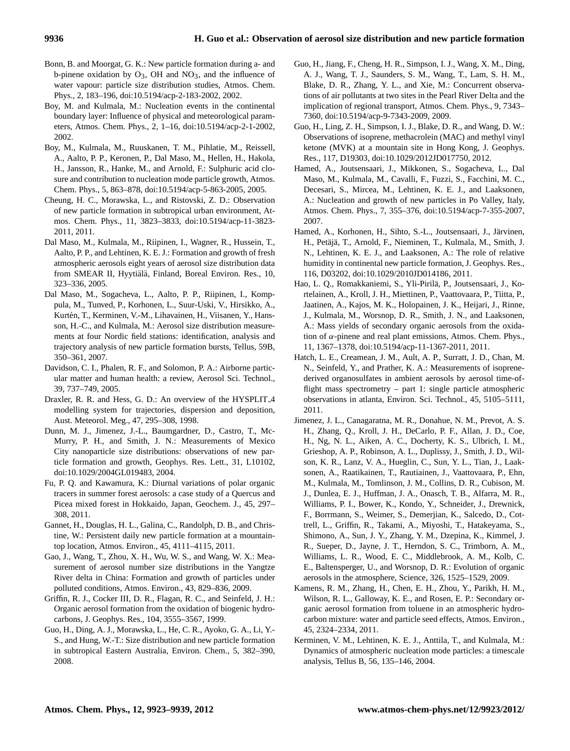Bonn, B. and Moorgat, G. K.: New particle formation during a- and b-pinene oxidation by $O_3$, OH and $NO_3$, and the influence of water vapour: particle size distribution studies, Atmos. Chem. Phys., 2, 183–196, doi:10.5194/acp-2-183-2002, 2002.

Boy, M. and Kulmala, M.: Nucleation events in the continental boundary layer: Influence of physical and meteorological parameters, Atmos. Chem. Phys., 2, 1–16, doi:10.5194/acp-2-1-2002, 2002.

Boy, M., Kulmala, M., Ruuskanen, T. M., Pihlatie, M., Reissell, A., Aalto, P. P., Keronen, P., Dal Maso, M., Hellen, H., Hakola, H., Jansson, R., Hanke, M., and Arnold, F.: Sulphuric acid closure and contribution to nucleation mode particle growth, Atmos. Chem. Phys., 5, 863–878, doi:10.5194/acp-5-863-2005, 2005.

Cheung, H. C., Morawska, L., and Ristovski, Z. D.: Observation of new particle formation in subtropical urban environment, Atmos. Chem. Phys., 11, 3823–3833, doi:10.5194/acp-11-3823-2011, 2011.

Dal Maso, M., Kulmala, M., Riipinen, I., Wagner, R., Hussein, T., Aalto, P. P., and Lehtinen, K. E. J.: Formation and growth of fresh atmospheric aerosols eight years of aerosol size distribution data from SMEAR II, Hyytiälä, Finland, Boreal Environ. Res., 10, 323–336, 2005.

Dal Maso, M., Sogacheva, L., Aalto, P. P., Riipinen, I., Komppula, M., Tunved, P., Korhonen, L., Suur-Uski, V., Hirsikko, A., Kurtén, T., Kerminen, V.-M., Lihavainen, H., Viisanen, Y., Hansson, H.-C., and Kulmala, M.: Aerosol size distribution measurements at four Nordic field stations: identification, analysis and trajectory analysis of new particle formation bursts, Tellus, 59B, 350–361, 2007.

Davidson, C. I., Phalen, R. F., and Solomon, P. A.: Airborne particular matter and human health: a review, Aerosol Sci. Technol., 39, 737–749, 2005.

Draxler, R. R. and Hess, G. D.: An overview of the HYSPLIT_4 modelling system for trajectories, dispersion and deposition, Aust. Meteorol. Meg., 47, 295–308, 1998.

Dunn, M. J., Jimenez, J.-L., Baumgardner, D., Castro, T., McMurry, P. H., and Smith, J. N.: Measurements of Mexico City nanoparticle size distributions: observations of new particle formation and growth, Geophys. Res. Lett., 31, L10102, doi:10.1029/2004GL019483, 2004.

Fu, P. Q. and Kawamura, K.: Diurnal variations of polar organic tracers in summer forest aerosols: a case study of a Quercus and Picea mixed forest in Hokkaido, Japan, Geochem. J., 45, 297–308, 2011.

Gannet, H., Douglas, H. L., Galina, C., Randolph, D. B., and Christine, W.: Persistent daily new particle formation at a mountaintop location, Atmos. Environ., 45, 4111–4115, 2011.

Gao, J., Wang, T., Zhou, X. H., Wu, W. S., and Wang, W. X.: Measurement of aerosol number size distributions in the Yangtze River delta in China: Formation and growth of particles under polluted conditions, Atmos. Environ., 43, 829–836, 2009.

Griffin, R. J., Cocker III, D. R., Flagan, R. C., and Seinfeld, J. H.: Organic aerosol formation from the oxidation of biogenic hydrocarbons, J. Geophys. Res., 104, 3555–3567, 1999.

Guo, H., Ding, A. J., Morawska, L., He, C. R., Ayoko, G. A., Li, Y.-S., and Hung, W.-T.: Size distribution and new particle formation in subtropical Eastern Australia, Environ. Chem., 5, 382–390, 2008.

Guo, H., Jiang, F., Cheng, H. R., Simpson, I. J., Wang, X. M., Ding, A. J., Wang, T. J., Saunders, S. M., Wang, T., Lam, S. H. M., Blake, D. R., Zhang, Y. L., and Xie, M.: Concurrent observations of air pollutants at two sites in the Pearl River Delta and the implication of regional transport, Atmos. Chem. Phys., 9, 7343–7360, doi:10.5194/acp-9-7343-2009, 2009.

Guo, H., Ling, Z. H., Simpson, I. J., Blake, D. R., and Wang, D. W.: Observations of isoprene, methacrolein (MAC) and methyl vinyl ketone (MVK) at a mountain site in Hong Kong, J. Geophys. Res., 117, D19303, doi:10.1029/2012JD017750, 2012.

Hamed, A., Joutsensaari, J., Mikkonen, S., Sogacheva, L., Dal Maso, M., Kulmala, M., Cavalli, F., Fuzzi, S., Facchini, M. C., Decesari, S., Mircea, M., Lehtinen, K. E. J., and Laaksonen, A.: Nucleation and growth of new particles in Po Valley, Italy, Atmos. Chem. Phys., 7, 355–376, doi:10.5194/acp-7-355-2007, 2007.

Hamed, A., Korhonen, H., Sihto, S.-L., Joutsensaari, J., Järvinen, H., Petäjä, T., Arnold, F., Nieminen, T., Kulmala, M., Smith, J. N., Lehtinen, K. E. J., and Laaksonen, A.: The role of relative humidity in continental new particle formation, J. Geophys. Res., 116, D03202, doi:10.1029/2010JD014186, 2011.

Hao, L. Q., Romakkaniemi, S., Yli-Pirilä, P., Joutsensaari, J., Kortelainen, A., Kroll, J. H., Miettinen, P., Vaattovaara, P., Tiitta, P., Jaatinen, A., Kajos, M. K., Holopainen, J. K., Heijari, J., Rinne, J., Kulmala, M., Worsnop, D. R., Smith, J. N., and Laaksonen, A.: Mass yields of secondary organic aerosols from the oxidation of $\alpha$-pinene and real plant emissions, Atmos. Chem. Phys., 11, 1367–1378, doi:10.5194/acp-11-1367-2011, 2011.

Hatch, L. E., Creamean, J. M., Ault, A. P., Surratt, J. D., Chan, M. N., Seinfeld, Y., and Prather, K. A.: Measurements of isoprene-derived organosulfates in ambient aerosols by aerosol time-of-flight mass spectrometry – part 1: single particle atmospheric observations in atlanta, Environ. Sci. Technol., 45, 5105–5111, 2011.

Jimenez, J. L., Canagaratna, M. R., Donahue, N. M., Prevot, A. S. H., Zhang, Q., Kroll, J. H., DeCarlo, P. F., Allan, J. D., Coe, H., Ng, N. L., Aiken, A. C., Docherty, K. S., Ulbrich, I. M., Grieshop, A. P., Robinson, A. L., Duplissy, J., Smith, J. D., Wilson, K. R., Lanz, V. A., Hueglin, C., Sun, Y. L., Tian, J., Laaksonen, A., Raatikainen, T., Rautiainen, J., Vaattovaara, P., Ehn, M., Kulmala, M., Tomlinson, J. M., Collins, D. R., Cubison, M. J., Dunlea, E. J., Huffman, J. A., Onasch, T. B., Alfarra, M. R., Williams, P. I., Bower, K., Kondo, Y., Schneider, J., Drewnick, F., Borrmann, S., Weimer, S., Demerjian, K., Salcedo, D., Cottrell, L., Griffin, R., Takami, A., Miyoshi, T., Hatakeyama, S., Shimono, A., Sun, J. Y., Zhang, Y. M., Dzepina, K., Kimmel, J. R., Sueper, D., Jayne, J. T., Herndon, S. C., Trimborn, A. M., Williams, L. R., Wood, E. C., Middlebrook, A. M., Kolb, C. E., Baltensperger, U., and Worsnop, D. R.: Evolution of organic aerosols in the atmosphere, Science, 326, 1525–1529, 2009.

Kamens, R. M., Zhang, H., Chen, E. H., Zhou, Y., Parikh, H. M., Wilson, R. L., Galloway, K. E., and Rosen, E. P.: Secondary organic aerosol formation from toluene in an atmospheric hydrocarbon mixture: water and particle seed effects, Atmos. Environ., 45, 2324–2334, 2011.

Kerminen, V. M., Lehtinen, K. E. J., Anttila, T., and Kulmala, M.: Dynamics of atmospheric nucleation mode particles: a timescale analysis, Tellus B, 56, 135–146, 2004.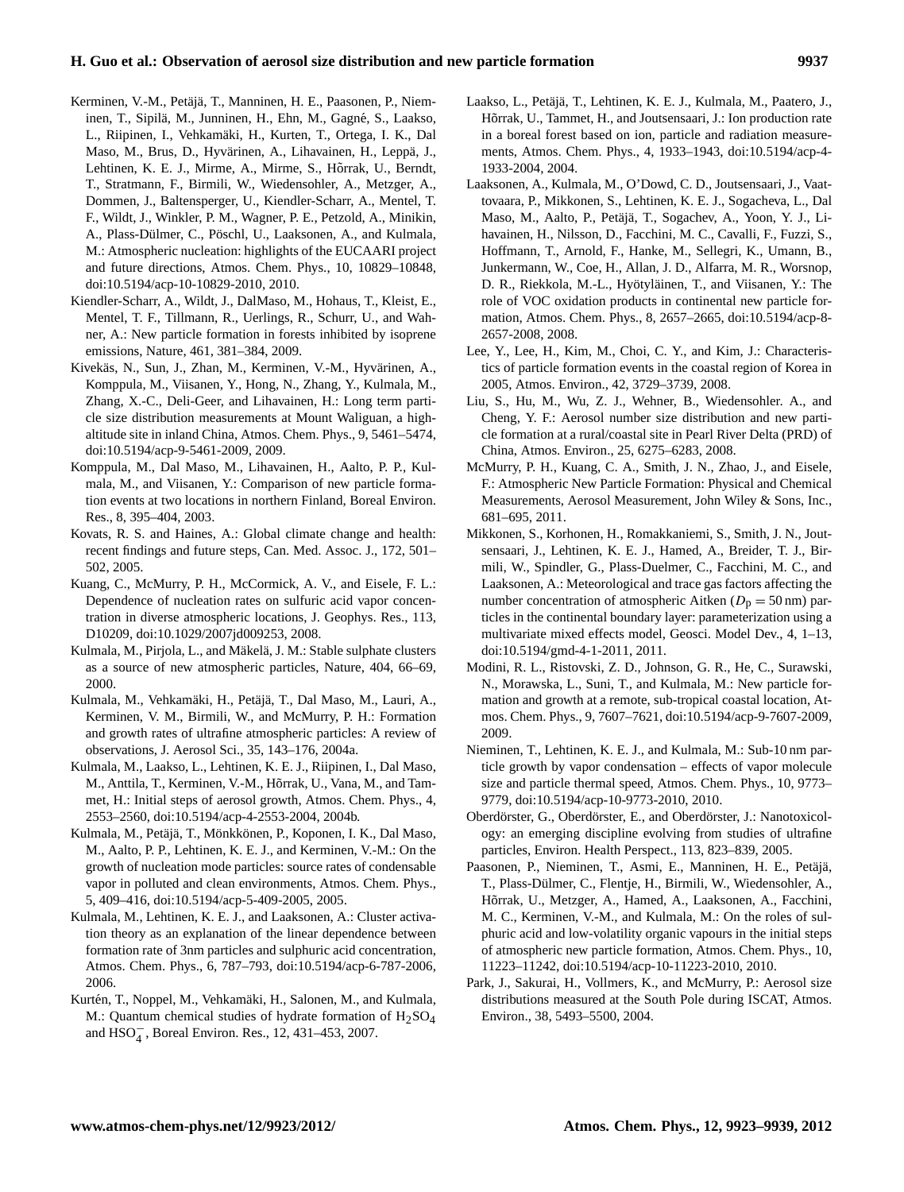Kerminen, V.-M., Petäjä, T., Manninen, H. E., Paasonen, P., Nieminen, T., Sipilä, M., Junninen, H., Ehn, M., Gagné, S., Laakso, L., Riipinen, I., Vehkamäki, H., Kurten, T., Ortega, I. K., Dal Maso, M., Brus, D., Hyvärinen, A., Lihavainen, H., Leppä, J., Lehtinen, K. E. J., Mirme, A., Mirme, S., Hõrrak, U., Berndt, T., Stratmann, F., Birmili, W., Wiedensohler, A., Metzger, A., Dommen, J., Baltensperger, U., Kiendler-Scharr, A., Mentel, T. F., Wildt, J., Winkler, P. M., Wagner, P. E., Petzold, A., Minikin, A., Plass-Dülmer, C., Pöschl, U., Laaksonen, A., and Kulmala, M.: Atmospheric nucleation: highlights of the EUCAARI project and future directions, Atmos. Chem. Phys., 10, 10829–10848, doi:10.5194/acp-10-10829-2010, 2010.

Kiendler-Scharr, A., Wildt, J., DalMaso, M., Hohaus, T., Kleist, E., Mentel, T. F., Tillmann, R., Uerlings, R., Schurr, U., and Wahner, A.: New particle formation in forests inhibited by isoprene emissions, Nature, 461, 381–384, 2009.

Kivekäs, N., Sun, J., Zhan, M., Kerminen, V.-M., Hyvärinen, A., Komppula, M., Viisanen, Y., Hong, N., Zhang, Y., Kulmala, M., Zhang, X.-C., Deli-Geer, and Lihavainen, H.: Long term particle size distribution measurements at Mount Waliguan, a high-altitude site in inland China, Atmos. Chem. Phys., 9, 5461–5474, doi:10.5194/acp-9-5461-2009, 2009.

Komppula, M., Dal Maso, M., Lihavainen, H., Aalto, P. P., Kulmala, M., and Viisanen, Y.: Comparison of new particle formation events at two locations in northern Finland, Boreal Environ. Res., 8, 395–404, 2003.

Kovats, R. S. and Haines, A.: Global climate change and health: recent findings and future steps, Can. Med. Assoc. J., 172, 501–502, 2005.

Kuang, C., McMurry, P. H., McCormick, A. V., and Eisele, F. L.: Dependence of nucleation rates on sulfuric acid vapor concentration in diverse atmospheric locations, J. Geophys. Res., 113, D10209, doi:10.1029/2007jd009253, 2008.

Kulmala, M., Pirjola, L., and Mäkelä, J. M.: Stable sulphate clusters as a source of new atmospheric particles, Nature, 404, 66–69, 2000.

Kulmala, M., Vehkamäki, H., Petäjä, T., Dal Maso, M., Lauri, A., Kerminen, V. M., Birmili, W., and McMurry, P. H.: Formation and growth rates of ultrafine atmospheric particles: A review of observations, J. Aerosol Sci., 35, 143–176, 2004a.

Kulmala, M., Laakso, L., Lehtinen, K. E. J., Riipinen, I., Dal Maso, M., Anttila, T., Kerminen, V.-M., Hõrrak, U., Vana, M., and Tammet, H.: Initial steps of aerosol growth, Atmos. Chem. Phys., 4, 2553–2560, doi:10.5194/acp-4-2553-2004, 2004b.

Kulmala, M., Petäjä, T., Mönkkönen, P., Koponen, I. K., Dal Maso, M., Aalto, P. P., Lehtinen, K. E. J., and Kerminen, V.-M.: On the growth of nucleation mode particles: source rates of condensable vapor in polluted and clean environments, Atmos. Chem. Phys., 5, 409–416, doi:10.5194/acp-5-409-2005, 2005.

Kulmala, M., Lehtinen, K. E. J., and Laaksonen, A.: Cluster activation theory as an explanation of the linear dependence between formation rate of 3nm particles and sulphuric acid concentration, Atmos. Chem. Phys., 6, 787–793, doi:10.5194/acp-6-787-2006, 2006.

Kurtén, T., Noppel, M., Vehkamäki, H., Salonen, M., and Kulmala, M.: Quantum chemical studies of hydrate formation of $H_2SO_4$ and $HSO_4^-$, Boreal Environ. Res., 12, 431–453, 2007.

Laakso, L., Petäjä, T., Lehtinen, K. E. J., Kulmala, M., Paatero, J., Hõrrak, U., Tammet, H., and Joutsensaari, J.: Ion production rate in a boreal forest based on ion, particle and radiation measurements, Atmos. Chem. Phys., 4, 1933–1943, doi:10.5194/acp-4-1933-2004, 2004.

Laaksonen, A., Kulmala, M., O'Dowd, C. D., Joutsensaari, J., Vaattovaara, P., Mikkonen, S., Lehtinen, K. E. J., Sogacheva, L., Dal Maso, M., Aalto, P., Petäjä, T., Sogachev, A., Yoon, Y. J., Lihavainen, H., Nilsson, D., Facchini, M. C., Cavalli, F., Fuzzi, S., Hoffmann, T., Arnold, F., Hanke, M., Sellegri, K., Umann, B., Junkermann, W., Coe, H., Allan, J. D., Alfarra, M. R., Worsnop, D. R., Riekkola, M.-L., Hyötyläinen, T., and Viisanen, Y.: The role of VOC oxidation products in continental new particle formation, Atmos. Chem. Phys., 8, 2657–2665, doi:10.5194/acp-8-2657-2008, 2008.

Lee, Y., Lee, H., Kim, M., Choi, C. Y., and Kim, J.: Characteristics of particle formation events in the coastal region of Korea in 2005, Atmos. Environ., 42, 3729–3739, 2008.

Liu, S., Hu, M., Wu, Z. J., Wehner, B., Wiedensohler. A., and Cheng, Y. F.: Aerosol number size distribution and new particle formation at a rural/coastal site in Pearl River Delta (PRD) of China, Atmos. Environ., 25, 6275–6283, 2008.

McMurry, P. H., Kuang, C. A., Smith, J. N., Zhao, J., and Eisele, F.: Atmospheric New Particle Formation: Physical and Chemical Measurements, Aerosol Measurement, John Wiley & Sons, Inc., 681–695, 2011.

Mikkonen, S., Korhonen, H., Romakkaniemi, S., Smith, J. N., Joutsensaari, J., Lehtinen, K. E. J., Hamed, A., Breider, T. J., Birmili, W., Spindler, G., Plass-Duelmer, C., Facchini, M. C., and Laaksonen, A.: Meteorological and trace gas factors affecting the number concentration of atmospheric Aitken ($D_p = 50$ nm) particles in the continental boundary layer: parameterization using a multivariate mixed effects model, Geosci. Model Dev., 4, 1–13, doi:10.5194/gmd-4-1-2011, 2011.

Modini, R. L., Ristovski, Z. D., Johnson, G. R., He, C., Surawski, N., Morawska, L., Suni, T., and Kulmala, M.: New particle formation and growth at a remote, sub-tropical coastal location, Atmos. Chem. Phys., 9, 7607–7621, doi:10.5194/acp-9-7607-2009, 2009.

Nieminen, T., Lehtinen, K. E. J., and Kulmala, M.: Sub-10 nm particle growth by vapor condensation – effects of vapor molecule size and particle thermal speed, Atmos. Chem. Phys., 10, 9773–9779, doi:10.5194/acp-10-9773-2010, 2010.

Oberdörster, G., Oberdörster, E., and Oberdörster, J.: Nanotoxicology: an emerging discipline evolving from studies of ultrafine particles, Environ. Health Perspect., 113, 823–839, 2005.

Paasonen, P., Nieminen, T., Asmi, E., Manninen, H. E., Petäjä, T., Plass-Dülmer, C., Flentje, H., Birmili, W., Wiedensohler, A., Hõrrak, U., Metzger, A., Hamed, A., Laaksonen, A., Facchini, M. C., Kerminen, V.-M., and Kulmala, M.: On the roles of sulphuric acid and low-volatility organic vapours in the initial steps of atmospheric new particle formation, Atmos. Chem. Phys., 10, 11223–11242, doi:10.5194/acp-10-11223-2010, 2010.

Park, J., Sakurai, H., Vollmers, K., and McMurry, P.: Aerosol size distributions measured at the South Pole during ISCAT, Atmos. Environ., 38, 5493–5500, 2004.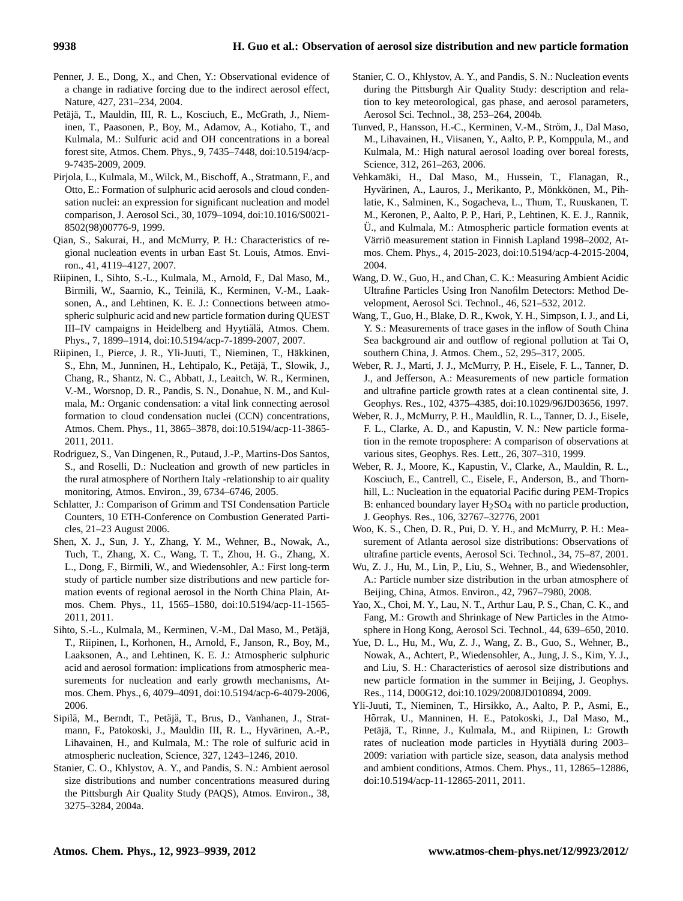Penner, J. E., Dong, X., and Chen, Y.: Observational evidence of a change in radiative forcing due to the indirect aerosol effect, Nature, 427, 231–234, 2004.

Petäjä, T., Mauldin, III, R. L., Kosciuch, E., McGrath, J., Nieminen, T., Paasonen, P., Boy, M., Adamov, A., Kotiaho, T., and Kulmala, M.: Sulfuric acid and OH concentrations in a boreal forest site, Atmos. Chem. Phys., 9, 7435–7448, doi:10.5194/acp-9-7435-2009, 2009.

Pirjola, L., Kulmala, M., Wilck, M., Bischoff, A., Stratmann, F., and Otto, E.: Formation of sulphuric acid aerosols and cloud condensation nuclei: an expression for significant nucleation and model comparison, J. Aerosol Sci., 30, 1079–1094, doi:10.1016/S0021-8502(98)00776-9, 1999.

Qian, S., Sakurai, H., and McMurry, P. H.: Characteristics of regional nucleation events in urban East St. Louis, Atmos. Environ., 41, 4119–4127, 2007.

Riipinen, I., Sihto, S.-L., Kulmala, M., Arnold, F., Dal Maso, M., Birmili, W., Saarnio, K., Teinilä, K., Kerminen, V.-M., Laaksonen, A., and Lehtinen, K. E. J.: Connections between atmospheric sulphuric acid and new particle formation during QUEST III–IV campaigns in Heidelberg and Hyytiälä, Atmos. Chem. Phys., 7, 1899–1914, doi:10.5194/acp-7-1899-2007, 2007.

Riipinen, I., Pierce, J. R., Yli-Juuti, T., Nieminen, T., Häkkinen, S., Ehn, M., Junninen, H., Lehtipalo, K., Petäjä, T., Slowik, J., Chang, R., Shantz, N. C., Abbatt, J., Leaitch, W. R., Kerminen, V.-M., Worsnop, D. R., Pandis, S. N., Donahue, N. M., and Kulmala, M.: Organic condensation: a vital link connecting aerosol formation to cloud condensation nuclei (CCN) concentrations, Atmos. Chem. Phys., 11, 3865–3878, doi:10.5194/acp-11-3865-2011, 2011.

Rodriguez, S., Van Dingenen, R., Putaud, J.-P., Martins-Dos Santos, S., and Roselli, D.: Nucleation and growth of new particles in the rural atmosphere of Northern Italy -relationship to air quality monitoring, Atmos. Environ., 39, 6734–6746, 2005.

Schlatter, J.: Comparison of Grimm and TSI Condensation Particle Counters, 10 ETH-Conference on Combustion Generated Particles, 21–23 August 2006.

Shen, X. J., Sun, J. Y., Zhang, Y. M., Wehner, B., Nowak, A., Tuch, T., Zhang, X. C., Wang, T. T., Zhou, H. G., Zhang, X. L., Dong, F., Birmili, W., and Wiedensohler, A.: First long-term study of particle number size distributions and new particle formation events of regional aerosol in the North China Plain, Atmos. Chem. Phys., 11, 1565–1580, doi:10.5194/acp-11-1565-2011, 2011.

Sihto, S.-L., Kulmala, M., Kerminen, V.-M., Dal Maso, M., Petäjä, T., Riipinen, I., Korhonen, H., Arnold, F., Janson, R., Boy, M., Laaksonen, A., and Lehtinen, K. E. J.: Atmospheric sulphuric acid and aerosol formation: implications from atmospheric measurements for nucleation and early growth mechanisms, Atmos. Chem. Phys., 6, 4079–4091, doi:10.5194/acp-6-4079-2006, 2006.

Sipilä, M., Berndt, T., Petäjä, T., Brus, D., Vanhanen, J., Stratmann, F., Patokoski, J., Mauldin III, R. L., Hyvärinen, A.-P., Lihavainen, H., and Kulmala, M.: The role of sulfuric acid in atmospheric nucleation, Science, 327, 1243–1246, 2010.

Stanier, C. O., Khlystov, A. Y., and Pandis, S. N.: Ambient aerosol size distributions and number concentrations measured during the Pittsburgh Air Quality Study (PAQS), Atmos. Environ., 38, 3275–3284, 2004a.

Stanier, C. O., Khlystov, A. Y., and Pandis, S. N.: Nucleation events during the Pittsburgh Air Quality Study: description and relation to key meteorological, gas phase, and aerosol parameters, Aerosol Sci. Technol., 38, 253–264, 2004b.

Tunved, P., Hansson, H.-C., Kerminen, V.-M., Ström, J., Dal Maso, M., Lihavainen, H., Viisanen, Y., Aalto, P. P., Komppula, M., and Kulmala, M.: High natural aerosol loading over boreal forests, Science, 312, 261–263, 2006.

Vehkamäki, H., Dal Maso, M., Hussein, T., Flanagan, R., Hyvärinen, A., Lauros, J., Merikanto, P., Mönkkönen, M., Pihlatie, K., Salminen, K., Sogacheva, L., Thum, T., Ruuskanen, T. M., Keronen, P., Aalto, P. P., Hari, P., Lehtinen, K. E. J., Rannik, Ü., and Kulmala, M.: Atmospheric particle formation events at Värriö measurement station in Finnish Lapland 1998–2002, Atmos. Chem. Phys., 4, 2015-2023, doi:10.5194/acp-4-2015-2004, 2004.

Wang, D. W., Guo, H., and Chan, C. K.: Measuring Ambient Acidic Ultrafine Particles Using Iron Nanofilm Detectors: Method Development, Aerosol Sci. Technol., 46, 521–532, 2012.

Wang, T., Guo, H., Blake, D. R., Kwok, Y. H., Simpson, I. J., and Li, Y. S.: Measurements of trace gases in the inflow of South China Sea background air and outflow of regional pollution at Tai O, southern China, J. Atmos. Chem., 52, 295–317, 2005.

Weber, R. J., Marti, J. J., McMurry, P. H., Eisele, F. L., Tanner, D. J., and Jefferson, A.: Measurements of new particle formation and ultrafine particle growth rates at a clean continental site, J. Geophys. Res., 102, 4375–4385, doi:10.1029/96JD03656, 1997.

Weber, R. J., McMurry, P. H., Mauldlin, R. L., Tanner, D. J., Eisele, F. L., Clarke, A. D., and Kapustin, V. N.: New particle formation in the remote troposphere: A comparison of observations at various sites, Geophys. Res. Lett., 26, 307–310, 1999.

Weber, R. J., Moore, K., Kapustin, V., Clarke, A., Mauldin, R. L., Kosciuch, E., Cantrell, C., Eisele, F., Anderson, B., and Thornhill, L.: Nucleation in the equatorial Pacific during PEM-Tropics B: enhanced boundary layer $H_2SO_4$ with no particle production, J. Geophys. Res., 106, 32767–32776, 2001

Woo, K. S., Chen, D. R., Pui, D. Y. H., and McMurry, P. H.: Measurement of Atlanta aerosol size distributions: Observations of ultrafine particle events, Aerosol Sci. Technol., 34, 75–87, 2001.

Wu, Z. J., Hu, M., Lin, P., Liu, S., Wehner, B., and Wiedensohler, A.: Particle number size distribution in the urban atmosphere of Beijing, China, Atmos. Environ., 42, 7967–7980, 2008.

Yao, X., Choi, M. Y., Lau, N. T., Arthur Lau, P. S., Chan, C. K., and Fang, M.: Growth and Shrinkage of New Particles in the Atmosphere in Hong Kong, Aerosol Sci. Technol., 44, 639–650, 2010.

Yue, D. L., Hu, M., Wu, Z. J., Wang, Z. B., Guo, S., Wehner, B., Nowak, A., Achtert, P., Wiedensohler, A., Jung, J. S., Kim, Y. J., and Liu, S. H.: Characteristics of aerosol size distributions and new particle formation in the summer in Beijing, J. Geophys. Res., 114, D00G12, doi:10.1029/2008JD010894, 2009.

Yli-Juuti, T., Nieminen, T., Hirsikko, A., Aalto, P. P., Asmi, E., Hõrrak, U., Manninen, H. E., Patokoski, J., Dal Maso, M., Petäjä, T., Rinne, J., Kulmala, M., and Riipinen, I.: Growth rates of nucleation mode particles in Hyytiälä during 2003–2009: variation with particle size, season, data analysis method and ambient conditions, Atmos. Chem. Phys., 11, 12865–12886, doi:10.5194/acp-11-12865-2011, 2011.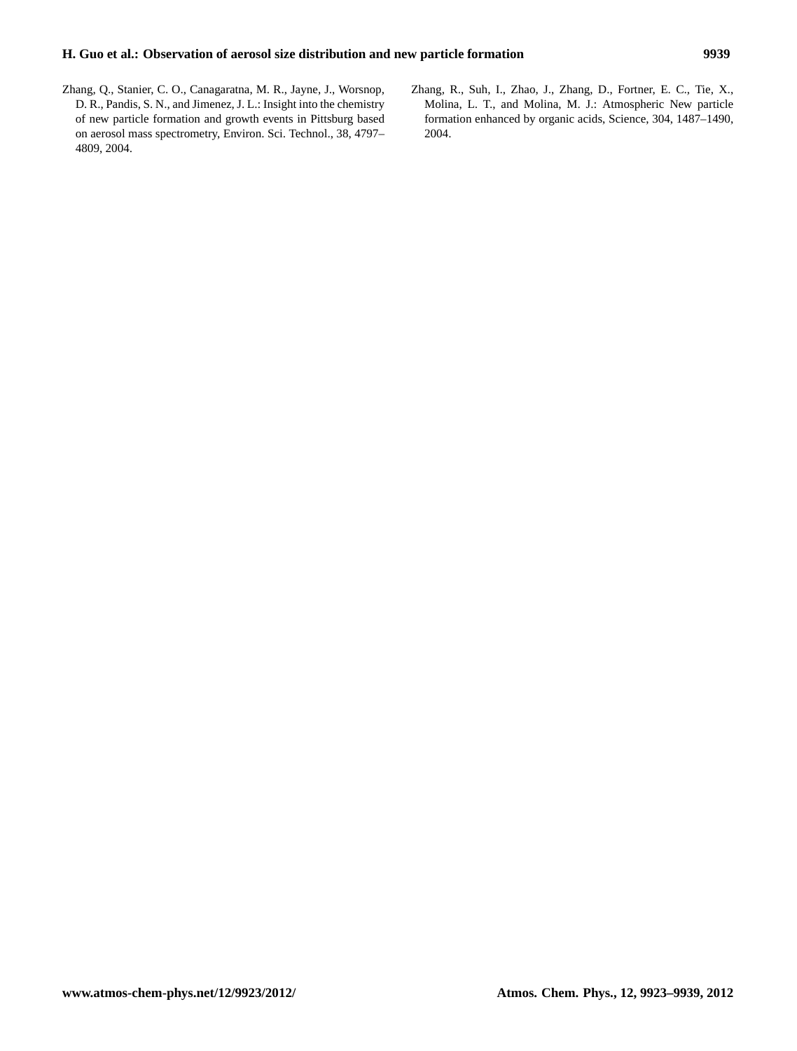Zhang, Q., Stanier, C. O., Canagaratna, M. R., Jayne, J., Worsnop, D. R., Pandis, S. N., and Jimenez, J. L.: Insight into the chemistry of new particle formation and growth events in Pittsburg based on aerosol mass spectrometry, Environ. Sci. Technol., 38, 4797–4809, 2004.

Zhang, R., Suh, I., Zhao, J., Zhang, D., Fortner, E. C., Tie, X., Molina, L. T., and Molina, M. J.: Atmospheric New particle formation enhanced by organic acids, Science, 304, 1487–1490, 2004.